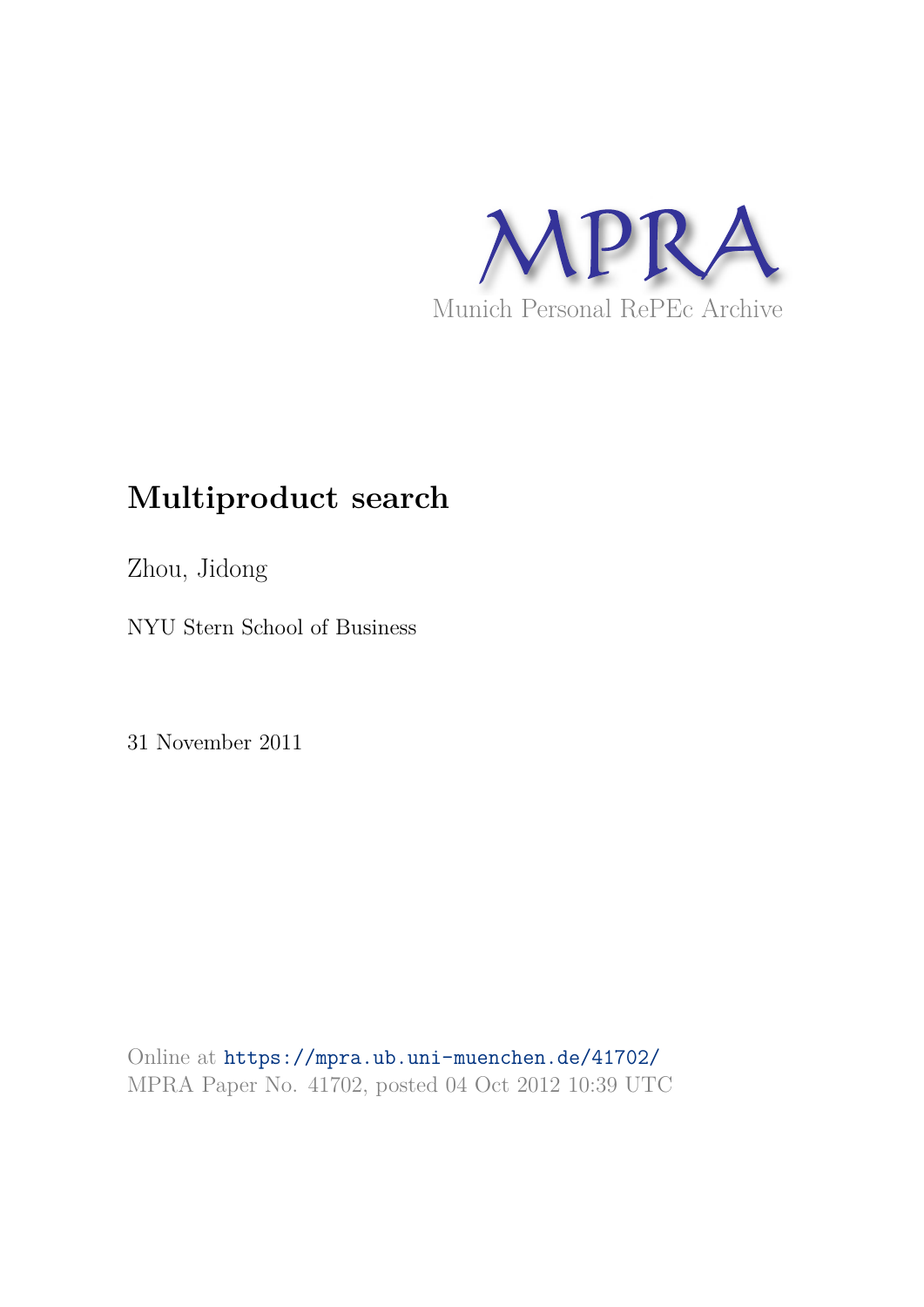MPRA

Munich Personal RePEc Archive

# Multiproduct search

Zhou, Jidong

NYU Stern School of Business

31 November 2011

Online at https://mpra.ub.uni-muenchen.de/41702/
MPRA Paper No. 41702, posted 04 Oct 2012 10:39 UTC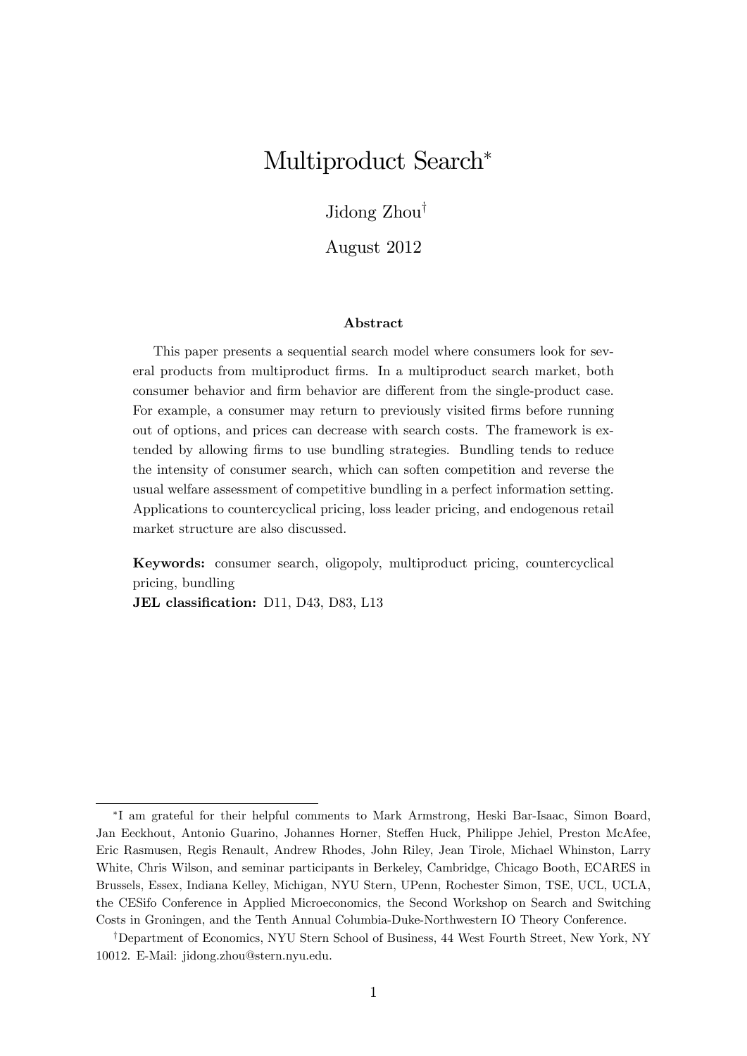# Multiproduct Search*

Jidong Zhou[†]

August 2012

### Abstract

This paper presents a sequential search model where consumers look for several products from multiproduct firms. In a multiproduct search market, both consumer behavior and firm behavior are different from the single-product case. For example, a consumer may return to previously visited firms before running out of options, and prices can decrease with search costs. The framework is extended by allowing firms to use bundling strategies. Bundling tends to reduce the intensity of consumer search, which can soften competition and reverse the usual welfare assessment of competitive bundling in a perfect information setting. Applications to countercyclical pricing, loss leader pricing, and endogenous retail market structure are also discussed.

**Keywords:** consumer search, oligopoly, multiproduct pricing, countercyclical pricing, bundling

**JEL classification:** D11, D43, D83, L13

---

*I am grateful for their helpful comments to Mark Armstrong, Heski Bar-Isaac, Simon Board, Jan Eeckhout, Antonio Guarino, Johannes Horner, Steffen Huck, Philippe Jehiel, Preston McAfee, Eric Rasmusen, Regis Renault, Andrew Rhodes, John Riley, Jean Tirole, Michael Whinston, Larry White, Chris Wilson, and seminar participants in Berkeley, Cambridge, Chicago Booth, ECARES in Brussels, Essex, Indiana Kelley, Michigan, NYU Stern, UPenn, Rochester Simon, TSE, UCL, UCLA, the CESifo Conference in Applied Microeconomics, the Second Workshop on Search and Switching Costs in Groningen, and the Tenth Annual Columbia-Duke-Northwestern IO Theory Conference.

[†]Department of Economics, NYU Stern School of Business, 44 West Fourth Street, New York, NY 10012. E-Mail: jidong.zhou@stern.nyu.edu.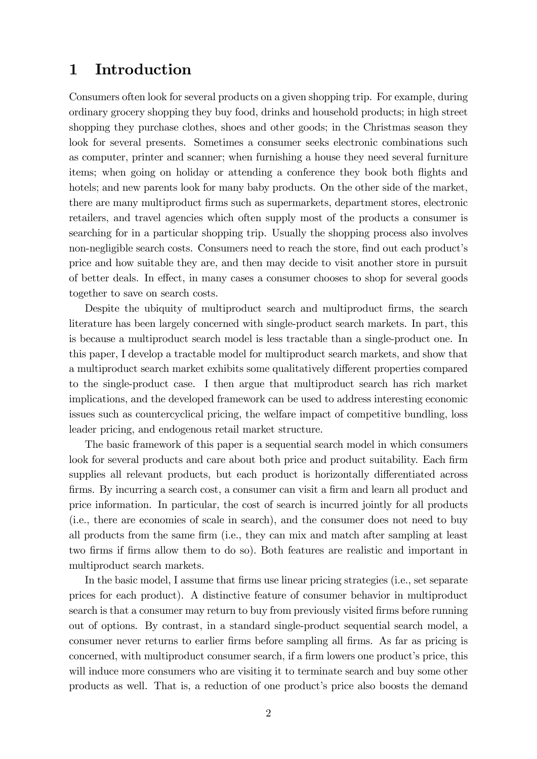# 1 Introduction

Consumers often look for several products on a given shopping trip. For example, during ordinary grocery shopping they buy food, drinks and household products; in high street shopping they purchase clothes, shoes and other goods; in the Christmas season they look for several presents. Sometimes a consumer seeks electronic combinations such as computer, printer and scanner; when furnishing a house they need several furniture items; when going on holiday or attending a conference they book both flights and hotels; and new parents look for many baby products. On the other side of the market, there are many multiproduct firms such as supermarkets, department stores, electronic retailers, and travel agencies which often supply most of the products a consumer is searching for in a particular shopping trip. Usually the shopping process also involves non-negligible search costs. Consumers need to reach the store, find out each product's price and how suitable they are, and then may decide to visit another store in pursuit of better deals. In effect, in many cases a consumer chooses to shop for several goods together to save on search costs.

Despite the ubiquity of multiproduct search and multiproduct firms, the search literature has been largely concerned with single-product search markets. In part, this is because a multiproduct search model is less tractable than a single-product one. In this paper, I develop a tractable model for multiproduct search markets, and show that a multiproduct search market exhibits some qualitatively different properties compared to the single-product case. I then argue that multiproduct search has rich market implications, and the developed framework can be used to address interesting economic issues such as countercyclical pricing, the welfare impact of competitive bundling, loss leader pricing, and endogenous retail market structure.

The basic framework of this paper is a sequential search model in which consumers look for several products and care about both price and product suitability. Each firm supplies all relevant products, but each product is horizontally differentiated across firms. By incurring a search cost, a consumer can visit a firm and learn all product and price information. In particular, the cost of search is incurred jointly for all products (i.e., there are economies of scale in search), and the consumer does not need to buy all products from the same firm (i.e., they can mix and match after sampling at least two firms if firms allow them to do so). Both features are realistic and important in multiproduct search markets.

In the basic model, I assume that firms use linear pricing strategies (i.e., set separate prices for each product). A distinctive feature of consumer behavior in multiproduct search is that a consumer may return to buy from previously visited firms before running out of options. By contrast, in a standard single-product sequential search model, a consumer never returns to earlier firms before sampling all firms. As far as pricing is concerned, with multiproduct consumer search, if a firm lowers one product's price, this will induce more consumers who are visiting it to terminate search and buy some other products as well. That is, a reduction of one product's price also boosts the demand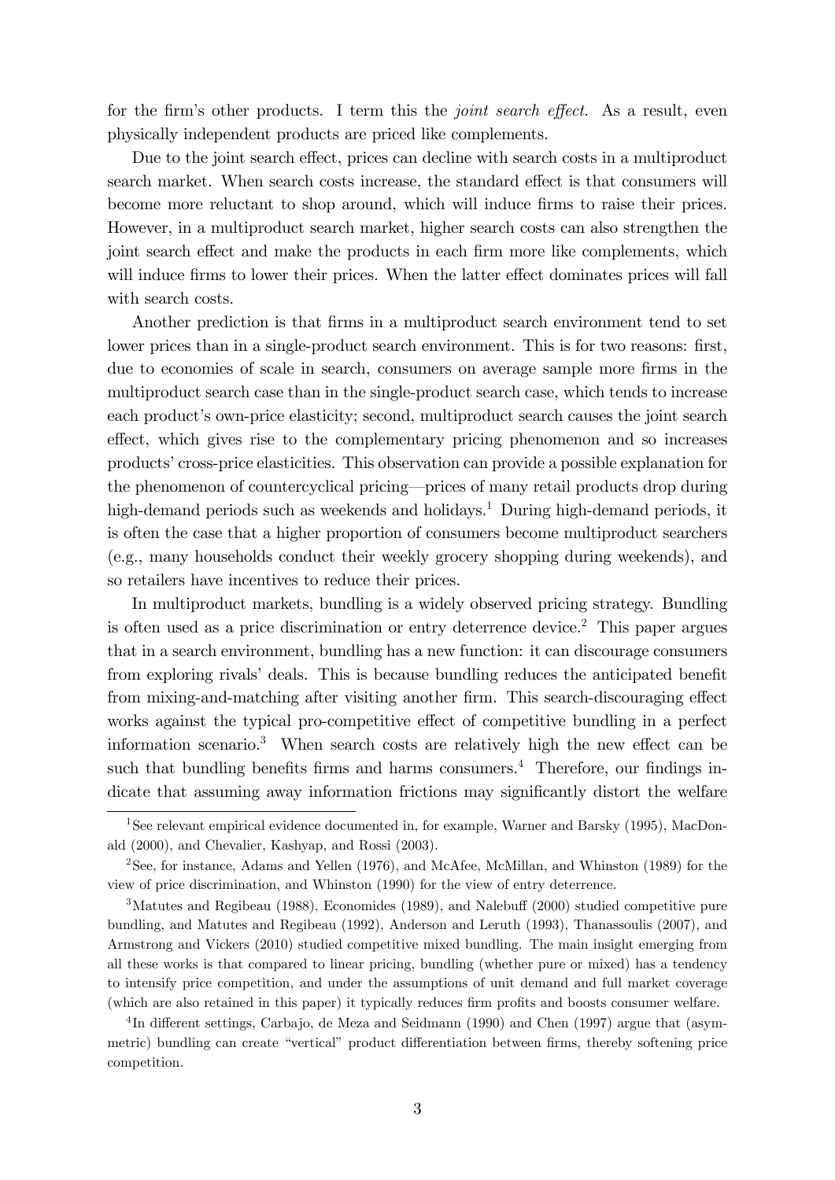for the firm's other products. I term this the *joint search effect*. As a result, even physically independent products are priced like complements.

Due to the joint search effect, prices can decline with search costs in a multiproduct search market. When search costs increase, the standard effect is that consumers will become more reluctant to shop around, which will induce firms to raise their prices. However, in a multiproduct search market, higher search costs can also strengthen the joint search effect and make the products in each firm more like complements, which will induce firms to lower their prices. When the latter effect dominates prices will fall with search costs.

Another prediction is that firms in a multiproduct search environment tend to set lower prices than in a single-product search environment. This is for two reasons: first, due to economies of scale in search, consumers on average sample more firms in the multiproduct search case than in the single-product search case, which tends to increase each product's own-price elasticity; second, multiproduct search causes the joint search effect, which gives rise to the complementary pricing phenomenon and so increases products' cross-price elasticities. This observation can provide a possible explanation for the phenomenon of countercyclical pricing—prices of many retail products drop during high-demand periods such as weekends and holidays.[1] During high-demand periods, it is often the case that a higher proportion of consumers become multiproduct searchers (e.g., many households conduct their weekly grocery shopping during weekends), and so retailers have incentives to reduce their prices.

In multiproduct markets, bundling is a widely observed pricing strategy. Bundling is often used as a price discrimination or entry deterrence device.[2] This paper argues that in a search environment, bundling has a new function: it can discourage consumers from exploring rivals' deals. This is because bundling reduces the anticipated benefit from mixing-and-matching after visiting another firm. This search-discouraging effect works against the typical pro-competitive effect of competitive bundling in a perfect information scenario.[3] When search costs are relatively high the new effect can be such that bundling benefits firms and harms consumers.[4] Therefore, our findings indicate that assuming away information frictions may significantly distort the welfare

[1] See relevant empirical evidence documented in, for example, Warner and Barsky (1995), MacDonald (2000), and Chevalier, Kashyap, and Rossi (2003).

[2] See, for instance, Adams and Yellen (1976), and McAfee, McMillan, and Whinston (1989) for the view of price discrimination, and Whinston (1990) for the view of entry deterrence.

[3] Matutes and Regibeau (1988), Economides (1989), and Nalebuff (2000) studied competitive pure bundling, and Matutes and Regibeau (1992), Anderson and Leruth (1993), Thanassoulis (2007), and Armstrong and Vickers (2010) studied competitive mixed bundling. The main insight emerging from all these works is that compared to linear pricing, bundling (whether pure or mixed) has a tendency to intensify price competition, and under the assumptions of unit demand and full market coverage (which are also retained in this paper) it typically reduces firm profits and boosts consumer welfare.

[4] In different settings, Carbajo, de Meza and Seidmann (1990) and Chen (1997) argue that (asymmetric) bundling can create "vertical" product differentiation between firms, thereby softening price competition.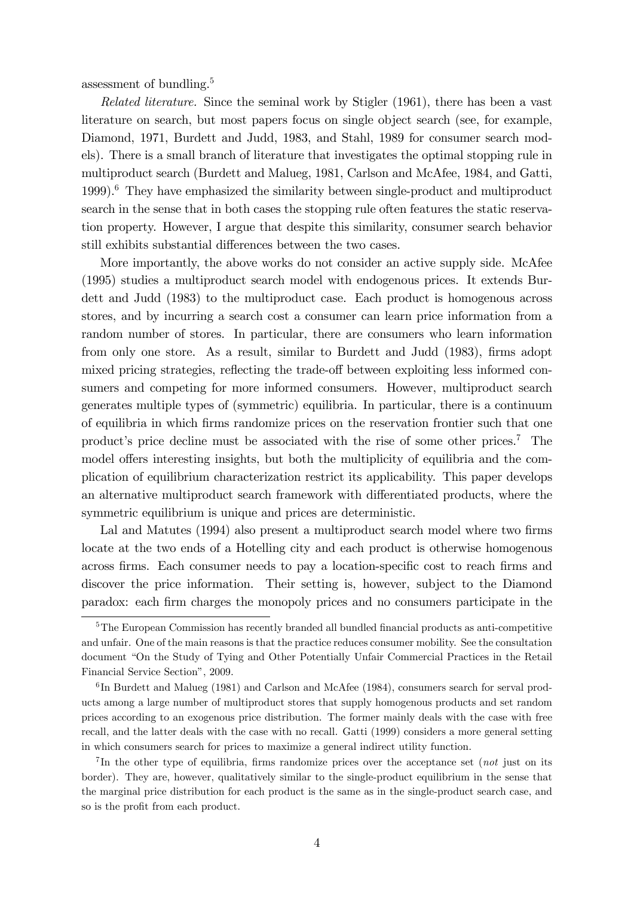assessment of bundling.[5]

*Related literature.* Since the seminal work by Stigler (1961), there has been a vast literature on search, but most papers focus on single object search (see, for example, Diamond, 1971, Burdett and Judd, 1983, and Stahl, 1989 for consumer search models). There is a small branch of literature that investigates the optimal stopping rule in multiproduct search (Burdett and Malueg, 1981, Carlson and McAfee, 1984, and Gatti, 1999).[6] They have emphasized the similarity between single-product and multiproduct search in the sense that in both cases the stopping rule often features the static reservation property. However, I argue that despite this similarity, consumer search behavior still exhibits substantial differences between the two cases.

More importantly, the above works do not consider an active supply side. McAfee (1995) studies a multiproduct search model with endogenous prices. It extends Burdett and Judd (1983) to the multiproduct case. Each product is homogenous across stores, and by incurring a search cost a consumer can learn price information from a random number of stores. In particular, there are consumers who learn information from only one store. As a result, similar to Burdett and Judd (1983), firms adopt mixed pricing strategies, reflecting the trade-off between exploiting less informed consumers and competing for more informed consumers. However, multiproduct search generates multiple types of (symmetric) equilibria. In particular, there is a continuum of equilibria in which firms randomize prices on the reservation frontier such that one product's price decline must be associated with the rise of some other prices.[7] The model offers interesting insights, but both the multiplicity of equilibria and the complication of equilibrium characterization restrict its applicability. This paper develops an alternative multiproduct search framework with differentiated products, where the symmetric equilibrium is unique and prices are deterministic.

Lal and Matutes (1994) also present a multiproduct search model where two firms locate at the two ends of a Hotelling city and each product is otherwise homogenous across firms. Each consumer needs to pay a location-specific cost to reach firms and discover the price information. Their setting is, however, subject to the Diamond paradox: each firm charges the monopoly prices and no consumers participate in the

[5] The European Commission has recently branded all bundled financial products as anti-competitive and unfair. One of the main reasons is that the practice reduces consumer mobility. See the consultation document "On the Study of Tying and Other Potentially Unfair Commercial Practices in the Retail Financial Service Section", 2009.

[6] In Burdett and Malueg (1981) and Carlson and McAfee (1984), consumers search for serval products among a large number of multiproduct stores that supply homogenous products and set random prices according to an exogenous price distribution. The former mainly deals with the case with free recall, and the latter deals with the case with no recall. Gatti (1999) considers a more general setting in which consumers search for prices to maximize a general indirect utility function.

[7] In the other type of equilibria, firms randomize prices over the acceptance set (*not* just on its border). They are, however, qualitatively similar to the single-product equilibrium in the sense that the marginal price distribution for each product is the same as in the single-product search case, and so is the profit from each product.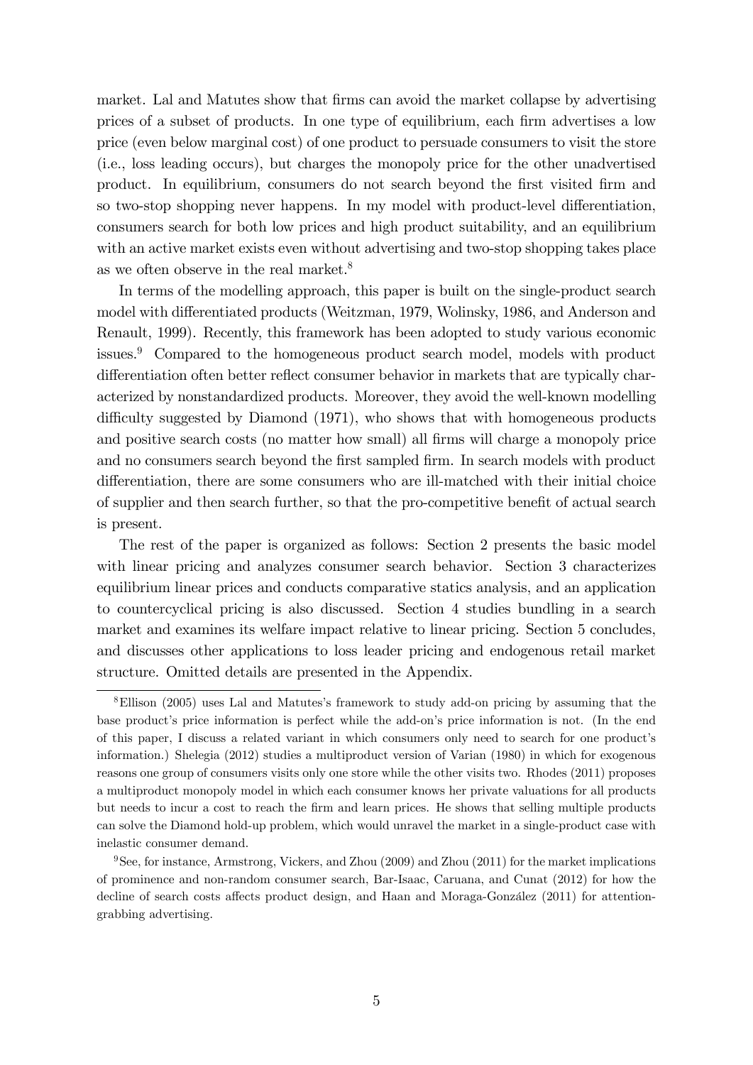market. Lal and Matutes show that firms can avoid the market collapse by advertising prices of a subset of products. In one type of equilibrium, each firm advertises a low price (even below marginal cost) of one product to persuade consumers to visit the store (i.e., loss leading occurs), but charges the monopoly price for the other unadvertised product. In equilibrium, consumers do not search beyond the first visited firm and so two-stop shopping never happens. In my model with product-level differentiation, consumers search for both low prices and high product suitability, and an equilibrium with an active market exists even without advertising and two-stop shopping takes place as we often observe in the real market.[8]

In terms of the modelling approach, this paper is built on the single-product search model with differentiated products (Weitzman, 1979, Wolinsky, 1986, and Anderson and Renault, 1999). Recently, this framework has been adopted to study various economic issues.[9] Compared to the homogeneous product search model, models with product differentiation often better reflect consumer behavior in markets that are typically characterized by nonstandardized products. Moreover, they avoid the well-known modelling difficulty suggested by Diamond (1971), who shows that with homogeneous products and positive search costs (no matter how small) all firms will charge a monopoly price and no consumers search beyond the first sampled firm. In search models with product differentiation, there are some consumers who are ill-matched with their initial choice of supplier and then search further, so that the pro-competitive benefit of actual search is present.

The rest of the paper is organized as follows: Section 2 presents the basic model with linear pricing and analyzes consumer search behavior. Section 3 characterizes equilibrium linear prices and conducts comparative statics analysis, and an application to countercyclical pricing is also discussed. Section 4 studies bundling in a search market and examines its welfare impact relative to linear pricing. Section 5 concludes, and discusses other applications to loss leader pricing and endogenous retail market structure. Omitted details are presented in the Appendix.

[8] Ellison (2005) uses Lal and Matutes's framework to study add-on pricing by assuming that the base product's price information is perfect while the add-on's price information is not. (In the end of this paper, I discuss a related variant in which consumers only need to search for one product's information.) Shelegia (2012) studies a multiproduct version of Varian (1980) in which for exogenous reasons one group of consumers visits only one store while the other visits two. Rhodes (2011) proposes a multiproduct monopoly model in which each consumer knows her private valuations for all products but needs to incur a cost to reach the firm and learn prices. He shows that selling multiple products can solve the Diamond hold-up problem, which would unravel the market in a single-product case with inelastic consumer demand.

[9] See, for instance, Armstrong, Vickers, and Zhou (2009) and Zhou (2011) for the market implications of prominence and non-random consumer search, Bar-Isaac, Caruana, and Cunat (2012) for how the decline of search costs affects product design, and Haan and Moraga-González (2011) for attention-grabbing advertising.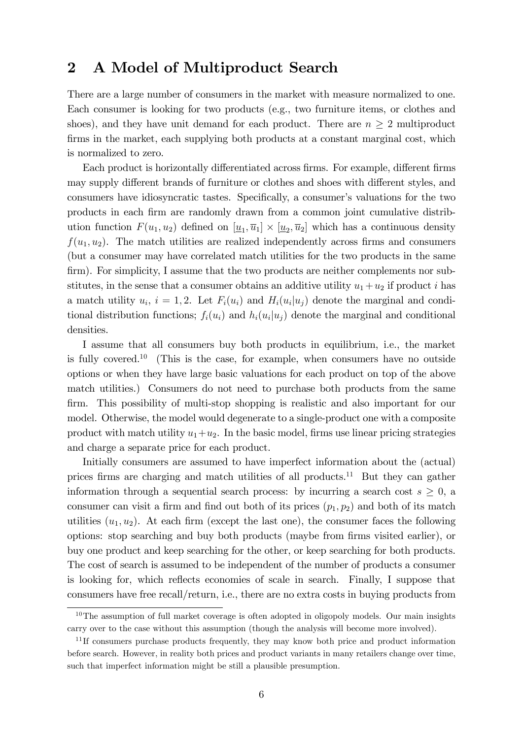## 2 A Model of Multiproduct Search

There are a large number of consumers in the market with measure normalized to one. Each consumer is looking for two products (e.g., two furniture items, or clothes and shoes), and they have unit demand for each product. There are $n \geq 2$ multiproduct firms in the market, each supplying both products at a constant marginal cost, which is normalized to zero.

Each product is horizontally differentiated across firms. For example, different firms may supply different brands of furniture or clothes and shoes with different styles, and consumers have idiosyncratic tastes. Specifically, a consumer's valuations for the two products in each firm are randomly drawn from a common joint cumulative distribution function $F(u_1, u_2)$ defined on $[\underline{u}_1, \overline{u}_1] \times [\underline{u}_2, \overline{u}_2]$ which has a continuous density $f(u_1, u_2)$. The match utilities are realized independently across firms and consumers (but a consumer may have correlated match utilities for the two products in the same firm). For simplicity, I assume that the two products are neither complements nor substitutes, in the sense that a consumer obtains an additive utility $u_1 + u_2$ if product $i$ has a match utility $u_i$, $i = 1, 2$. Let $F_i(u_i)$ and $H_i(u_i|u_j)$ denote the marginal and conditional distribution functions; $f_i(u_i)$ and $h_i(u_i|u_j)$ denote the marginal and conditional densities.

I assume that all consumers buy both products in equilibrium, i.e., the market is fully covered.[10] (This is the case, for example, when consumers have no outside options or when they have large basic valuations for each product on top of the above match utilities.) Consumers do not need to purchase both products from the same firm. This possibility of multi-stop shopping is realistic and also important for our model. Otherwise, the model would degenerate to a single-product one with a composite product with match utility $u_1 + u_2$. In the basic model, firms use linear pricing strategies and charge a separate price for each product.

Initially consumers are assumed to have imperfect information about the (actual) prices firms are charging and match utilities of all products.[11] But they can gather information through a sequential search process: by incurring a search cost $s \geq 0$, a consumer can visit a firm and find out both of its prices $(p_1, p_2)$ and both of its match utilities $(u_1, u_2)$. At each firm (except the last one), the consumer faces the following options: stop searching and buy both products (maybe from firms visited earlier), or buy one product and keep searching for the other, or keep searching for both products. The cost of search is assumed to be independent of the number of products a consumer is looking for, which reflects economies of scale in search. Finally, I suppose that consumers have free recall/return, i.e., there are no extra costs in buying products from

[10] The assumption of full market coverage is often adopted in oligopoly models. Our main insights carry over to the case without this assumption (though the analysis will become more involved).

[11] If consumers purchase products frequently, they may know both price and product information before search. However, in reality both prices and product variants in many retailers change over time, such that imperfect information might be still a plausible presumption.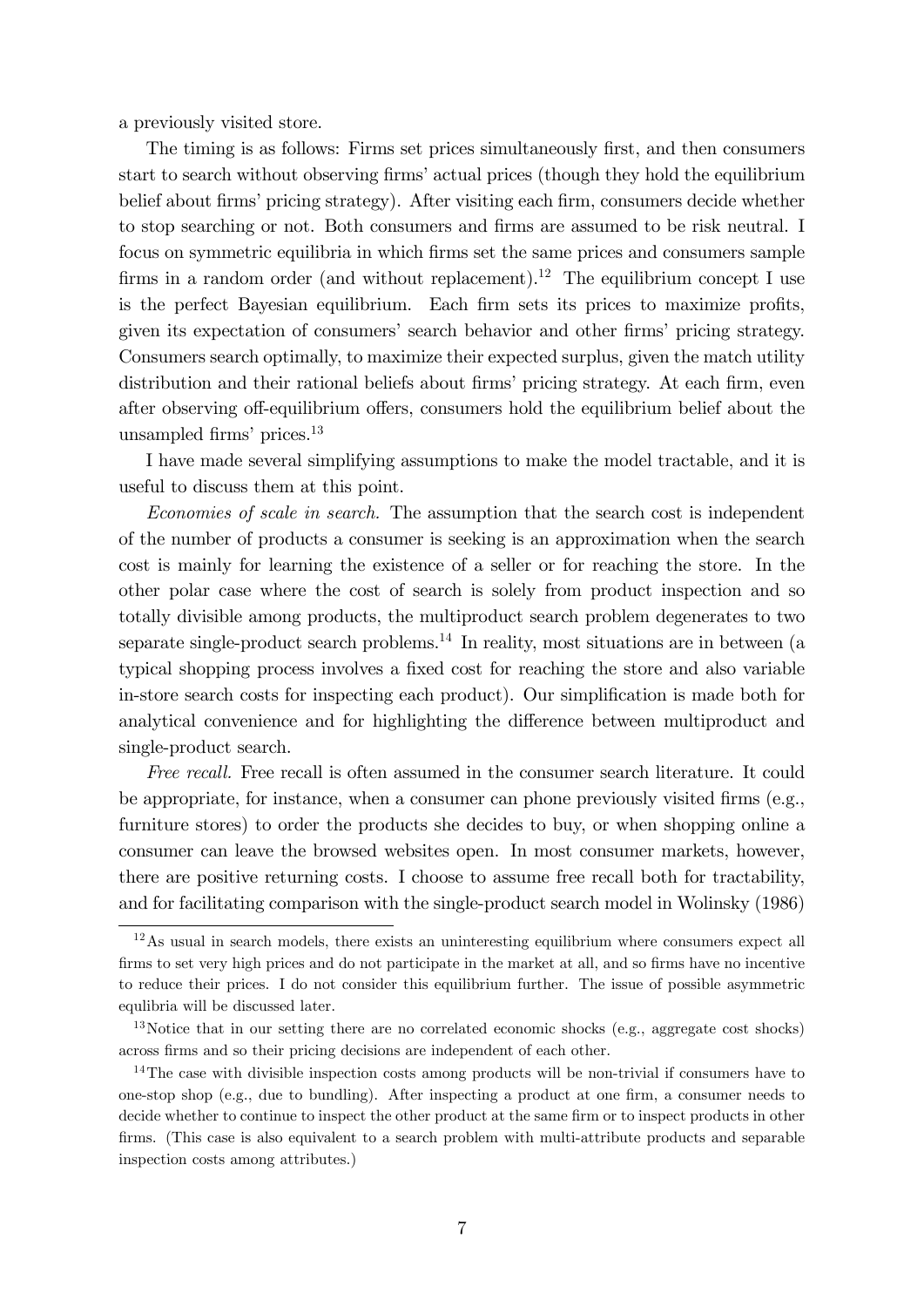a previously visited store.

The timing is as follows: Firms set prices simultaneously first, and then consumers start to search without observing firms' actual prices (though they hold the equilibrium belief about firms' pricing strategy). After visiting each firm, consumers decide whether to stop searching or not. Both consumers and firms are assumed to be risk neutral. I focus on symmetric equilibria in which firms set the same prices and consumers sample firms in a random order (and without replacement).[12] The equilibrium concept I use is the perfect Bayesian equilibrium. Each firm sets its prices to maximize profits, given its expectation of consumers' search behavior and other firms' pricing strategy. Consumers search optimally, to maximize their expected surplus, given the match utility distribution and their rational beliefs about firms' pricing strategy. At each firm, even after observing off-equilibrium offers, consumers hold the equilibrium belief about the unsampled firms' prices.[13]

I have made several simplifying assumptions to make the model tractable, and it is useful to discuss them at this point.

*Economies of scale in search.* The assumption that the search cost is independent of the number of products a consumer is seeking is an approximation when the search cost is mainly for learning the existence of a seller or for reaching the store. In the other polar case where the cost of search is solely from product inspection and so totally divisible among products, the multiproduct search problem degenerates to two separate single-product search problems.[14] In reality, most situations are in between (a typical shopping process involves a fixed cost for reaching the store and also variable in-store search costs for inspecting each product). Our simplification is made both for analytical convenience and for highlighting the difference between multiproduct and single-product search.

*Free recall.* Free recall is often assumed in the consumer search literature. It could be appropriate, for instance, when a consumer can phone previously visited firms (e.g., furniture stores) to order the products she decides to buy, or when shopping online a consumer can leave the browsed websites open. In most consumer markets, however, there are positive returning costs. I choose to assume free recall both for tractability, and for facilitating comparison with the single-product search model in Wolinsky (1986)

[12] As usual in search models, there exists an uninteresting equilibrium where consumers expect all firms to set very high prices and do not participate in the market at all, and so firms have no incentive to reduce their prices. I do not consider this equilibrium further. The issue of possible asymmetric equlibria will be discussed later.

[13] Notice that in our setting there are no correlated economic shocks (e.g., aggregate cost shocks) across firms and so their pricing decisions are independent of each other.

[14] The case with divisible inspection costs among products will be non-trivial if consumers have to one-stop shop (e.g., due to bundling). After inspecting a product at one firm, a consumer needs to decide whether to continue to inspect the other product at the same firm or to inspect products in other firms. (This case is also equivalent to a search problem with multi-attribute products and separable inspection costs among attributes.)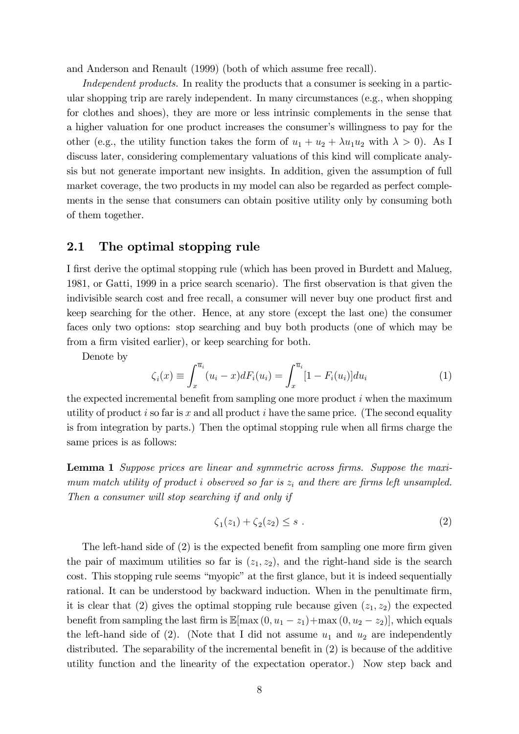and Anderson and Renault (1999) (both of which assume free recall).

*Independent products.* In reality the products that a consumer is seeking in a particular shopping trip are rarely independent. In many circumstances (e.g., when shopping for clothes and shoes), they are more or less intrinsic complements in the sense that a higher valuation for one product increases the consumer's willingness to pay for the other (e.g., the utility function takes the form of $u_1 + u_2 + \lambda u_1 u_2$ with $\lambda > 0$). As I discuss later, considering complementary valuations of this kind will complicate analysis but not generate important new insights. In addition, given the assumption of full market coverage, the two products in my model can also be regarded as perfect complements in the sense that consumers can obtain positive utility only by consuming both of them together.

## 2.1 The optimal stopping rule

I first derive the optimal stopping rule (which has been proved in Burdett and Malueg, 1981, or Gatti, 1999 in a price search scenario). The first observation is that given the indivisible search cost and free recall, a consumer will never buy one product first and keep searching for the other. Hence, at any store (except the last one) the consumer faces only two options: stop searching and buy both products (one of which may be from a firm visited earlier), or keep searching for both.

Denote by

$$\zeta_i(x) \equiv \int_x^{\overline{u}_i} (u_i - x) dF_i(u_i) = \int_x^{\overline{u}_i} [1 - F_i(u_i)] du_i \tag{1}$$

the expected incremental benefit from sampling one more product $i$ when the maximum utility of product $i$ so far is $x$ and all product $i$ have the same price. (The second equality is from integration by parts.) Then the optimal stopping rule when all firms charge the same prices is as follows:

**Lemma 1** *Suppose prices are linear and symmetric across firms. Suppose the maximum match utility of product $i$ observed so far is $z_i$ and there are firms left unsampled. Then a consumer will stop searching if and only if*

$$\zeta_1(z_1) + \zeta_2(z_2) \leq s \ . \tag{2}$$

The left-hand side of (2) is the expected benefit from sampling one more firm given the pair of maximum utilities so far is $(z_1, z_2)$, and the right-hand side is the search cost. This stopping rule seems "myopic" at the first glance, but it is indeed sequentially rational. It can be understood by backward induction. When in the penultimate firm, it is clear that (2) gives the optimal stopping rule because given $(z_1, z_2)$ the expected benefit from sampling the last firm is $\mathbb{E}[\max(0, u_1 - z_1) + \max(0, u_2 - z_2)]$, which equals the left-hand side of (2). (Note that I did not assume $u_1$ and $u_2$ are independently distributed. The separability of the incremental benefit in (2) is because of the additive utility function and the linearity of the expectation operator.) Now step back and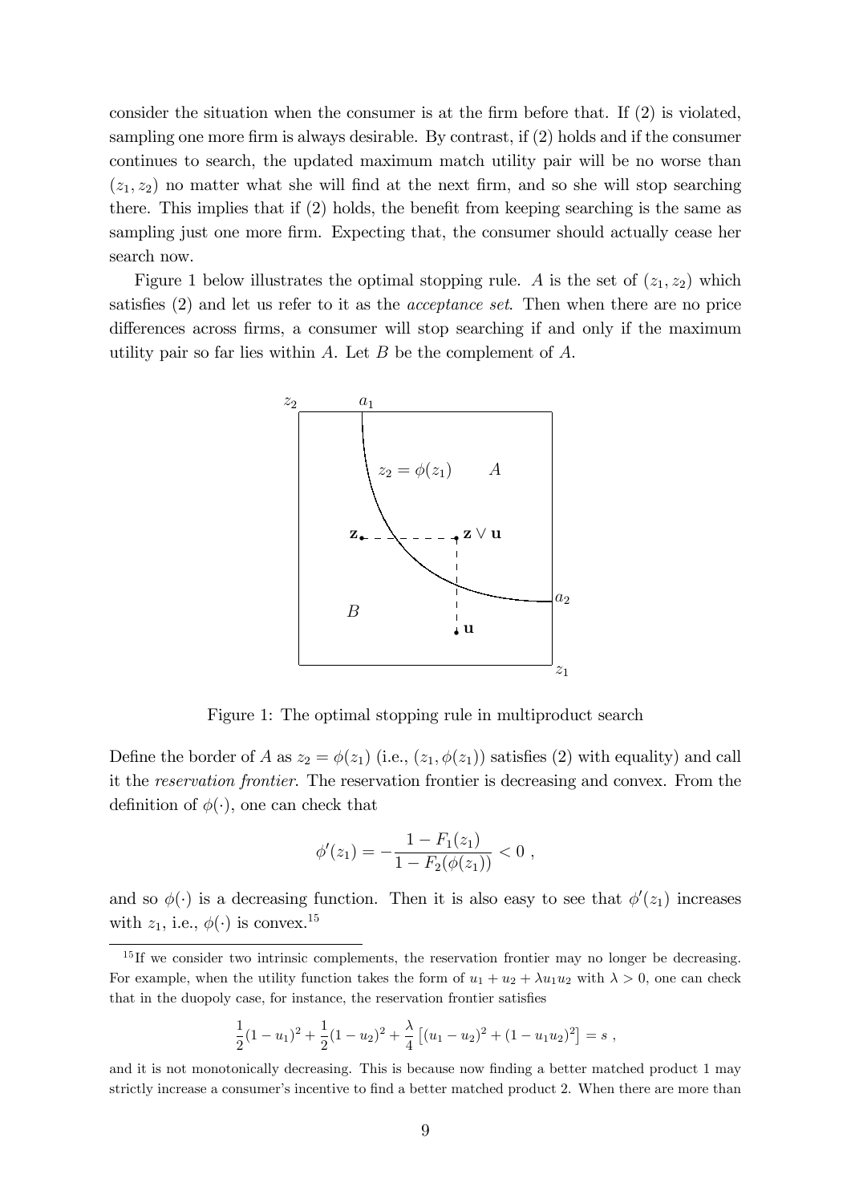consider the situation when the consumer is at the firm before that. If (2) is violated, sampling one more firm is always desirable. By contrast, if (2) holds and if the consumer continues to search, the updated maximum match utility pair will be no worse than $(z_1, z_2)$ no matter what she will find at the next firm, and so she will stop searching there. This implies that if (2) holds, the benefit from keeping searching is the same as sampling just one more firm. Expecting that, the consumer should actually cease her search now.

Figure 1 below illustrates the optimal stopping rule. $A$ is the set of $(z_1, z_2)$ which satisfies (2) and let us refer to it as the *acceptance set*. Then when there are no price differences across firms, a consumer will stop searching if and only if the maximum utility pair so far lies within $A$. Let $B$ be the complement of $A$.

Figure 1: The optimal stopping rule in multiproduct search

Define the border of $A$ as $z_2 = \phi(z_1)$ (i.e., $(z_1, \phi(z_1))$ satisfies (2) with equality) and call it the *reservation frontier*. The reservation frontier is decreasing and convex. From the definition of $\phi(\cdot)$, one can check that

$$\phi'(z_1) = -\frac{1 - F_1(z_1)}{1 - F_2(\phi(z_1))} < 0 \ ,$$

and so $\phi(\cdot)$ is a decreasing function. Then it is also easy to see that $\phi'(z_1)$ increases with $z_1$, i.e., $\phi(\cdot)$ is convex.[15]

[15] If we consider two intrinsic complements, the reservation frontier may no longer be decreasing. For example, when the utility function takes the form of $u_1 + u_2 + \lambda u_1 u_2$ with $\lambda > 0$, one can check that in the duopoly case, for instance, the reservation frontier satisfies

$$\frac{1}{2}(1 - u_1)^2 + \frac{1}{2}(1 - u_2)^2 + \frac{\lambda}{4}\left[(u_1 - u_2)^2 + (1 - u_1 u_2)^2\right] = s \ ,$$

and it is not monotonically decreasing. This is because now finding a better matched product 1 may strictly increase a consumer's incentive to find a better matched product 2. When there are more than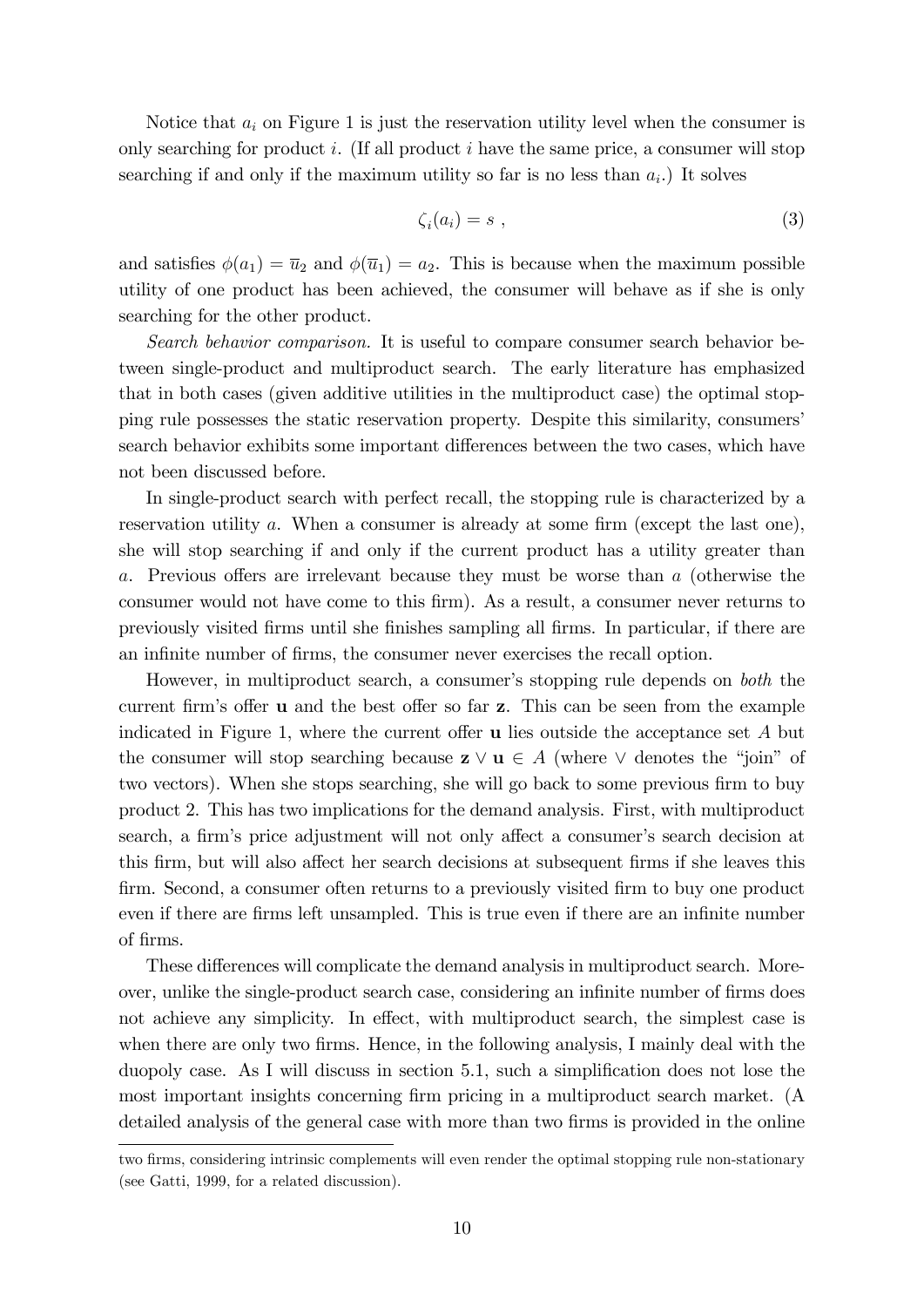Notice that $a_i$ on Figure 1 is just the reservation utility level when the consumer is only searching for product $i$. (If all product $i$ have the same price, a consumer will stop searching if and only if the maximum utility so far is no less than $a_i$.) It solves

$$\zeta_i(a_i) = s \ , \tag{3}$$

and satisfies $\phi(a_1) = \overline{u}_2$ and $\phi(\overline{u}_1) = a_2$. This is because when the maximum possible utility of one product has been achieved, the consumer will behave as if she is only searching for the other product.

*Search behavior comparison.* It is useful to compare consumer search behavior between single-product and multiproduct search. The early literature has emphasized that in both cases (given additive utilities in the multiproduct case) the optimal stopping rule possesses the static reservation property. Despite this similarity, consumers' search behavior exhibits some important differences between the two cases, which have not been discussed before.

In single-product search with perfect recall, the stopping rule is characterized by a reservation utility $a$. When a consumer is already at some firm (except the last one), she will stop searching if and only if the current product has a utility greater than $a$. Previous offers are irrelevant because they must be worse than $a$ (otherwise the consumer would not have come to this firm). As a result, a consumer never returns to previously visited firms until she finishes sampling all firms. In particular, if there are an infinite number of firms, the consumer never exercises the recall option.

However, in multiproduct search, a consumer's stopping rule depends on *both* the current firm's offer $\mathbf{u}$ and the best offer so far $\mathbf{z}$. This can be seen from the example indicated in Figure 1, where the current offer $\mathbf{u}$ lies outside the acceptance set $A$ but the consumer will stop searching because $\mathbf{z} \vee \mathbf{u} \in A$ (where $\vee$ denotes the "join" of two vectors). When she stops searching, she will go back to some previous firm to buy product 2. This has two implications for the demand analysis. First, with multiproduct search, a firm's price adjustment will not only affect a consumer's search decision at this firm, but will also affect her search decisions at subsequent firms if she leaves this firm. Second, a consumer often returns to a previously visited firm to buy one product even if there are firms left unsampled. This is true even if there are an infinite number of firms.

These differences will complicate the demand analysis in multiproduct search. Moreover, unlike the single-product search case, considering an infinite number of firms does not achieve any simplicity. In effect, with multiproduct search, the simplest case is when there are only two firms. Hence, in the following analysis, I mainly deal with the duopoly case. As I will discuss in section 5.1, such a simplification does not lose the most important insights concerning firm pricing in a multiproduct search market. (A detailed analysis of the general case with more than two firms is provided in the online

two firms, considering intrinsic complements will even render the optimal stopping rule non-stationary (see Gatti, 1999, for a related discussion).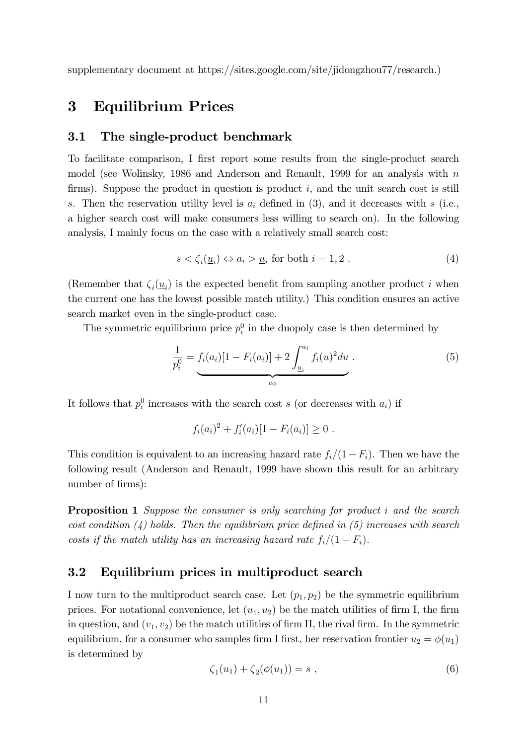supplementary document at https://sites.google.com/site/jidongzhou77/research.)

# 3 Equilibrium Prices

## 3.1 The single-product benchmark

To facilitate comparison, I first report some results from the single-product search model (see Wolinsky, 1986 and Anderson and Renault, 1999 for an analysis with $n$ firms). Suppose the product in question is product $i$, and the unit search cost is still $s$. Then the reservation utility level is $a_i$ defined in (3), and it decreases with $s$ (i.e., a higher search cost will make consumers less willing to search on). In the following analysis, I mainly focus on the case with a relatively small search cost:

$$s < \zeta_i(\underline{u}_i) \Leftrightarrow a_i > \underline{u}_i \text{ for both } i = 1, 2 \; . \tag{4}$$

(Remember that $\zeta_i(\underline{u}_i)$ is the expected benefit from sampling another product $i$ when the current one has the lowest possible match utility.) This condition ensures an active search market even in the single-product case.

The symmetric equilibrium price $p_i^0$ in the duopoly case is then determined by

$$\frac{1}{p_i^0} = \underbrace{f_i(a_i)[1 - F_i(a_i)] + 2\int_{\underline{u}_i}^{a_i} f_i(u)^2 du}_{\alpha_0} \; . \tag{5}$$

It follows that $p_i^0$ increases with the search cost $s$ (or decreases with $a_i$) if

$$f_i(a_i)^2 + f_i'(a_i)[1 - F_i(a_i)] \geq 0 \; .$$

This condition is equivalent to an increasing hazard rate $f_i/(1 - F_i)$. Then we have the following result (Anderson and Renault, 1999 have shown this result for an arbitrary number of firms):

**Proposition 1** *Suppose the consumer is only searching for product $i$ and the search cost condition (4) holds. Then the equilibrium price defined in (5) increases with search costs if the match utility has an increasing hazard rate $f_i/(1 - F_i)$.*

## 3.2 Equilibrium prices in multiproduct search

I now turn to the multiproduct search case. Let $(p_1, p_2)$ be the symmetric equilibrium prices. For notational convenience, let $(u_1, u_2)$ be the match utilities of firm I, the firm in question, and $(v_1, v_2)$ be the match utilities of firm II, the rival firm. In the symmetric equilibrium, for a consumer who samples firm I first, her reservation frontier $u_2 = \phi(u_1)$ is determined by

$$\zeta_1(u_1) + \zeta_2(\phi(u_1)) = s \; , \tag{6}$$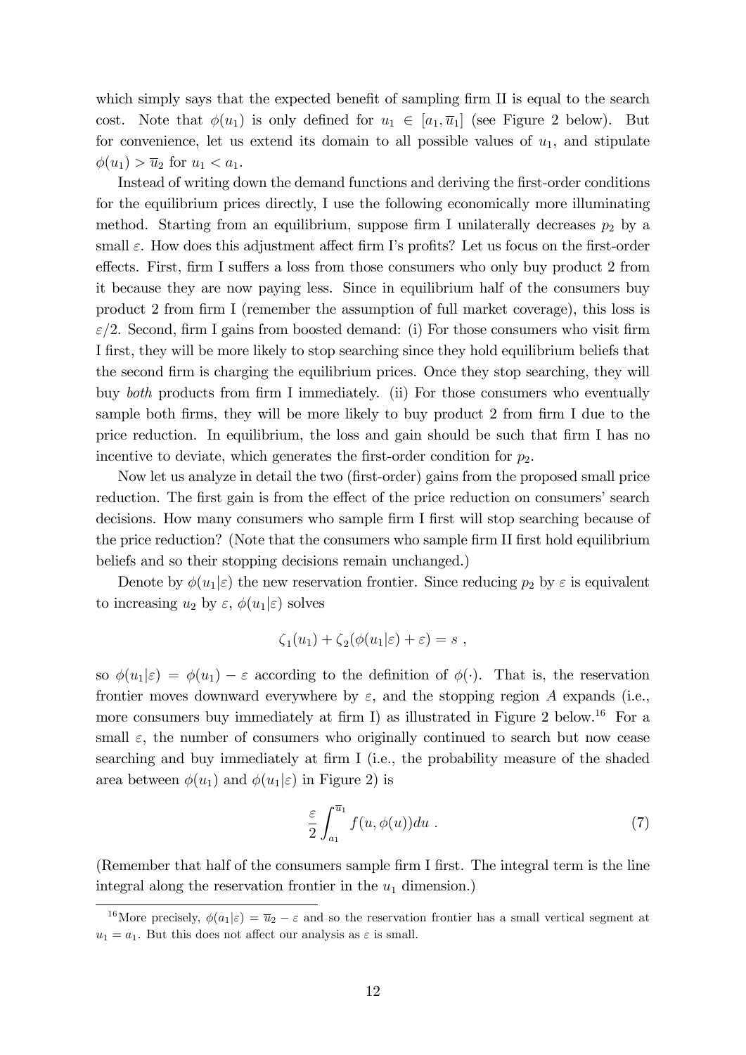which simply says that the expected benefit of sampling firm II is equal to the search cost. Note that $\phi(u_1)$ is only defined for $u_1 \in [a_1, \overline{u}_1]$ (see Figure 2 below). But for convenience, let us extend its domain to all possible values of $u_1$, and stipulate $\phi(u_1) > \overline{u}_2$ for $u_1 < a_1$.

Instead of writing down the demand functions and deriving the first-order conditions for the equilibrium prices directly, I use the following economically more illuminating method. Starting from an equilibrium, suppose firm I unilaterally decreases $p_2$ by a small $\varepsilon$. How does this adjustment affect firm I's profits? Let us focus on the first-order effects. First, firm I suffers a loss from those consumers who only buy product 2 from it because they are now paying less. Since in equilibrium half of the consumers buy product 2 from firm I (remember the assumption of full market coverage), this loss is $\varepsilon/2$. Second, firm I gains from boosted demand: (i) For those consumers who visit firm I first, they will be more likely to stop searching since they hold equilibrium beliefs that the second firm is charging the equilibrium prices. Once they stop searching, they will buy *both* products from firm I immediately. (ii) For those consumers who eventually sample both firms, they will be more likely to buy product 2 from firm I due to the price reduction. In equilibrium, the loss and gain should be such that firm I has no incentive to deviate, which generates the first-order condition for $p_2$.

Now let us analyze in detail the two (first-order) gains from the proposed small price reduction. The first gain is from the effect of the price reduction on consumers' search decisions. How many consumers who sample firm I first will stop searching because of the price reduction? (Note that the consumers who sample firm II first hold equilibrium beliefs and so their stopping decisions remain unchanged.)

Denote by $\phi(u_1|\varepsilon)$ the new reservation frontier. Since reducing $p_2$ by $\varepsilon$ is equivalent to increasing $u_2$ by $\varepsilon$, $\phi(u_1|\varepsilon)$ solves

$$\zeta_1(u_1) + \zeta_2(\phi(u_1|\varepsilon) + \varepsilon) = s \ ,$$

so $\phi(u_1|\varepsilon) = \phi(u_1) - \varepsilon$ according to the definition of $\phi(\cdot)$. That is, the reservation frontier moves downward everywhere by $\varepsilon$, and the stopping region $A$ expands (i.e., more consumers buy immediately at firm I) as illustrated in Figure 2 below.[16] For a small $\varepsilon$, the number of consumers who originally continued to search but now cease searching and buy immediately at firm I (i.e., the probability measure of the shaded area between $\phi(u_1)$ and $\phi(u_1|\varepsilon)$ in Figure 2) is

$$\frac{\varepsilon}{2} \int_{a_1}^{\overline{u}_1} f(u, \phi(u)) du \ . \tag{7}$$

(Remember that half of the consumers sample firm I first. The integral term is the line integral along the reservation frontier in the $u_1$ dimension.)

[16] More precisely, $\phi(a_1|\varepsilon) = \overline{u}_2 - \varepsilon$ and so the reservation frontier has a small vertical segment at $u_1 = a_1$. But this does not affect our analysis as $\varepsilon$ is small.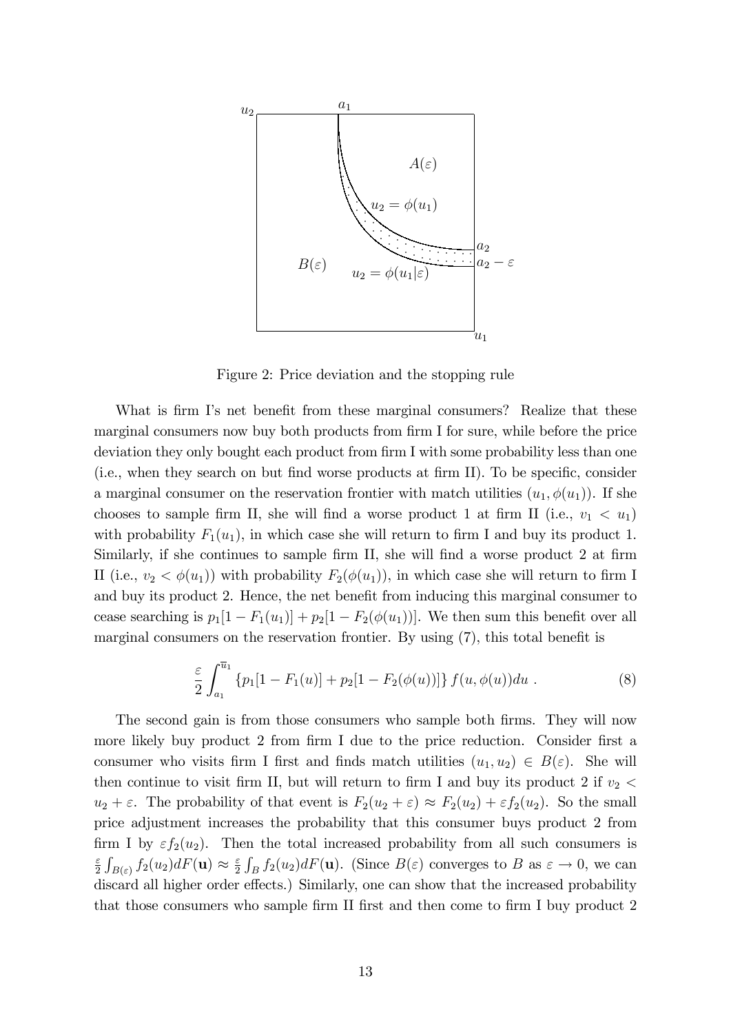Figure 2: Price deviation and the stopping rule

What is firm I's net benefit from these marginal consumers? Realize that these marginal consumers now buy both products from firm I for sure, while before the price deviation they only bought each product from firm I with some probability less than one (i.e., when they search on but find worse products at firm II). To be specific, consider a marginal consumer on the reservation frontier with match utilities $(u_1, \phi(u_1))$. If she chooses to sample firm II, she will find a worse product 1 at firm II (i.e., $v_1 < u_1$) with probability $F_1(u_1)$, in which case she will return to firm I and buy its product 1. Similarly, if she continues to sample firm II, she will find a worse product 2 at firm II (i.e., $v_2 < \phi(u_1)$) with probability $F_2(\phi(u_1))$, in which case she will return to firm I and buy its product 2. Hence, the net benefit from inducing this marginal consumer to cease searching is $p_1[1 - F_1(u_1)] + p_2[1 - F_2(\phi(u_1))]$. We then sum this benefit over all marginal consumers on the reservation frontier. By using (7), this total benefit is

$$\frac{\varepsilon}{2} \int_{a_1}^{\overline{u}_1} \{p_1[1 - F_1(u)] + p_2[1 - F_2(\phi(u))]\} f(u, \phi(u)) du \; . \tag{8}$$

The second gain is from those consumers who sample both firms. They will now more likely buy product 2 from firm I due to the price reduction. Consider first a consumer who visits firm I first and finds match utilities $(u_1, u_2) \in B(\varepsilon)$. She will then continue to visit firm II, but will return to firm I and buy its product 2 if $v_2 < u_2 + \varepsilon$. The probability of that event is $F_2(u_2 + \varepsilon) \approx F_2(u_2) + \varepsilon f_2(u_2)$. So the small price adjustment increases the probability that this consumer buys product 2 from firm I by $\varepsilon f_2(u_2)$. Then the total increased probability from all such consumers is $\frac{\varepsilon}{2} \int_{B(\varepsilon)} f_2(u_2) dF(\mathbf{u}) \approx \frac{\varepsilon}{2} \int_B f_2(u_2) dF(\mathbf{u})$. (Since $B(\varepsilon)$ converges to $B$ as $\varepsilon \to 0$, we can discard all higher order effects.) Similarly, one can show that the increased probability that those consumers who sample firm II first and then come to firm I buy product 2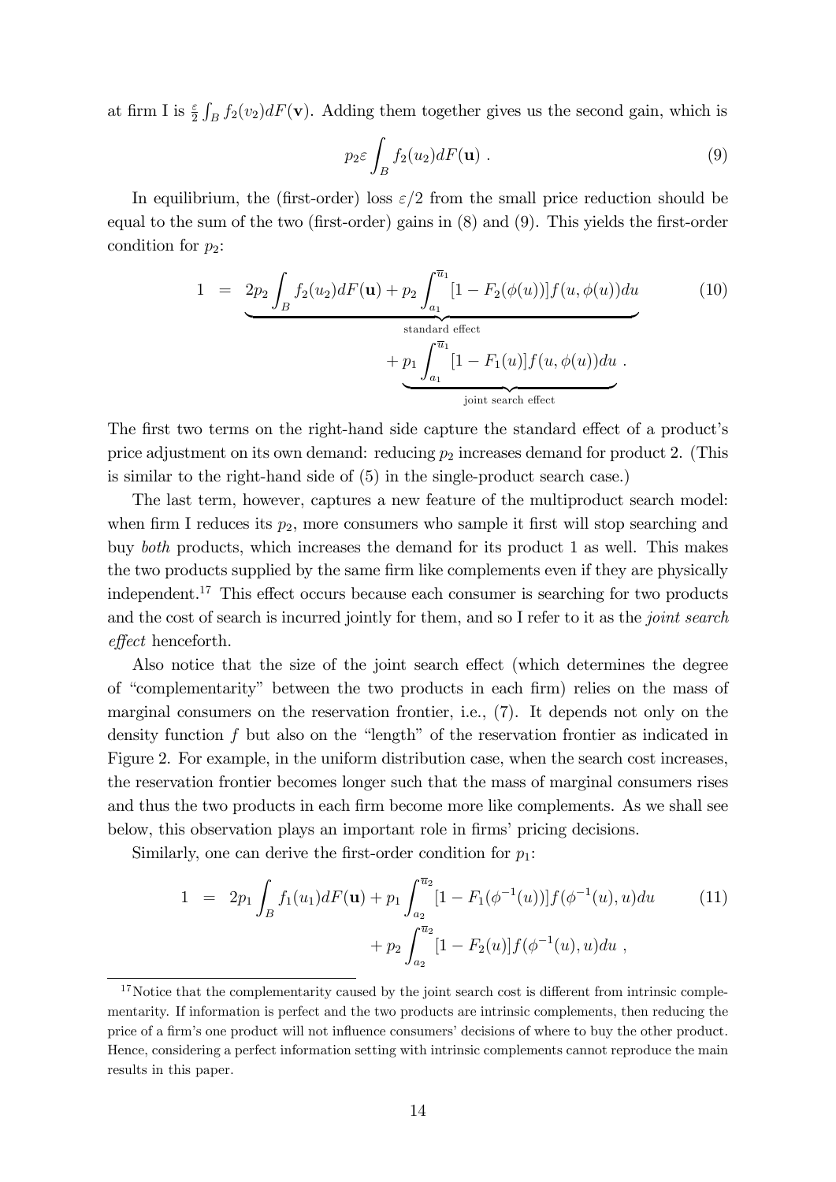at firm I is $\frac{\varepsilon}{2}\int_B f_2(v_2)dF(\mathbf{v})$. Adding them together gives us the second gain, which is

$$p_2\varepsilon\int_B f_2(u_2)dF(\mathbf{u}) \ . \tag{9}$$

In equilibrium, the (first-order) loss $\varepsilon/2$ from the small price reduction should be equal to the sum of the two (first-order) gains in (8) and (9). This yields the first-order condition for $p_2$:

$$\begin{aligned} 1 &= \underbrace{2p_2\int_B f_2(u_2)dF(\mathbf{u}) + p_2\int_{a_1}^{\overline{u}_1}[1-F_2(\phi(u))]f(u,\phi(u))du}_{\text{standard effect}} \\ &\quad + \underbrace{p_1\int_{a_1}^{\overline{u}_1}[1-F_1(u)]f(u,\phi(u))du}_{\text{joint search effect}} \ . \end{aligned} \tag{10}$$

The first two terms on the right-hand side capture the standard effect of a product's price adjustment on its own demand: reducing $p_2$ increases demand for product 2. (This is similar to the right-hand side of (5) in the single-product search case.)

The last term, however, captures a new feature of the multiproduct search model: when firm I reduces its $p_2$, more consumers who sample it first will stop searching and buy *both* products, which increases the demand for its product 1 as well. This makes the two products supplied by the same firm like complements even if they are physically independent.[17] This effect occurs because each consumer is searching for two products and the cost of search is incurred jointly for them, and so I refer to it as the *joint search effect* henceforth.

Also notice that the size of the joint search effect (which determines the degree of "complementarity" between the two products in each firm) relies on the mass of marginal consumers on the reservation frontier, i.e., (7). It depends not only on the density function $f$ but also on the "length" of the reservation frontier as indicated in Figure 2. For example, in the uniform distribution case, when the search cost increases, the reservation frontier becomes longer such that the mass of marginal consumers rises and thus the two products in each firm become more like complements. As we shall see below, this observation plays an important role in firms' pricing decisions.

Similarly, one can derive the first-order condition for $p_1$:

$$\begin{aligned} 1 &= 2p_1\int_B f_1(u_1)dF(\mathbf{u}) + p_1\int_{a_2}^{\overline{u}_2}[1-F_1(\phi^{-1}(u))]f(\phi^{-1}(u),u)du \\ &\quad + p_2\int_{a_2}^{\overline{u}_2}[1-F_2(u)]f(\phi^{-1}(u),u)du \ , \end{aligned} \tag{11}$$

[17] Notice that the complementarity caused by the joint search cost is different from intrinsic complementarity. If information is perfect and the two products are intrinsic complements, then reducing the price of a firm's one product will not influence consumers' decisions of where to buy the other product. Hence, considering a perfect information setting with intrinsic complements cannot reproduce the main results in this paper.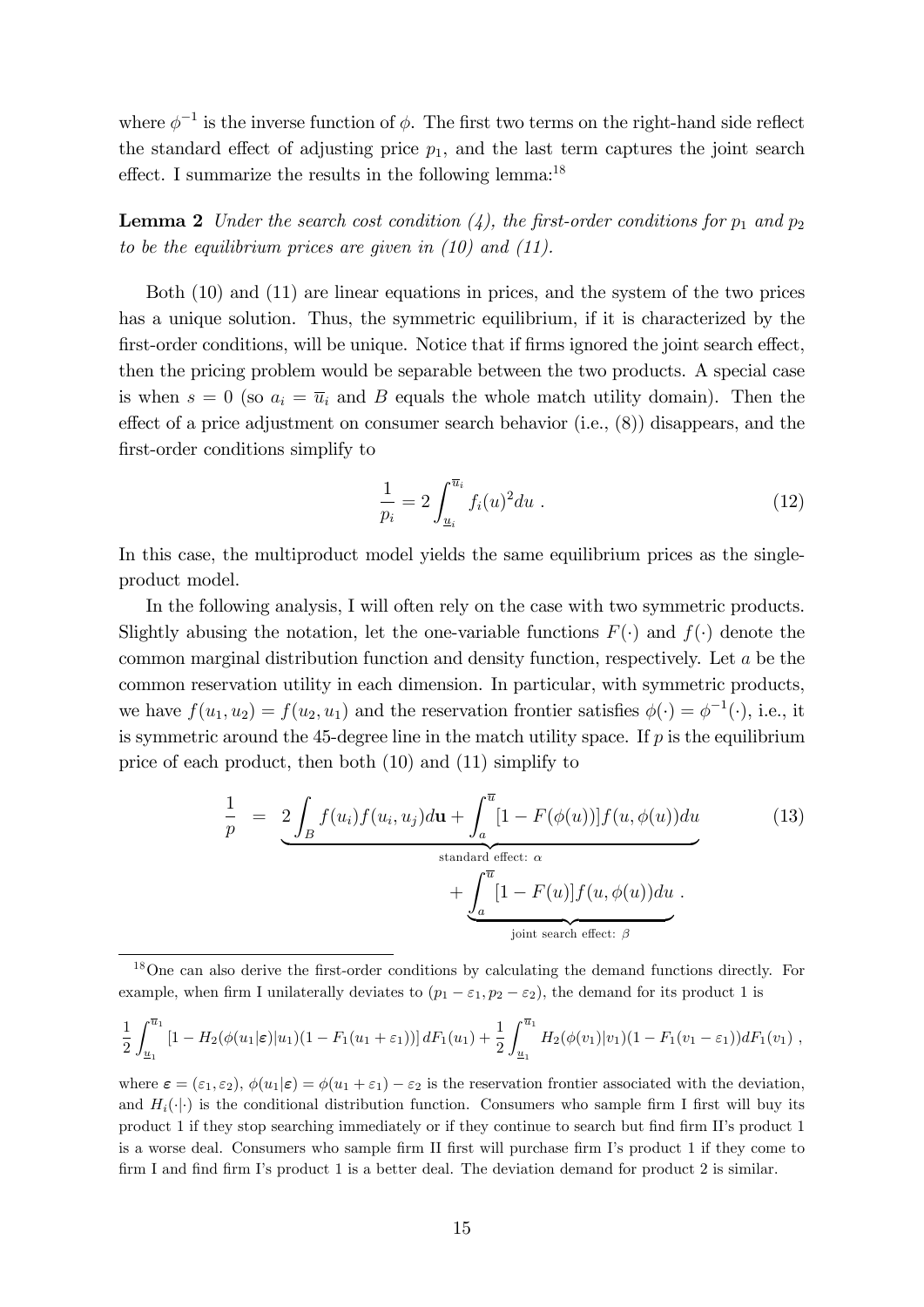where $\phi^{-1}$ is the inverse function of $\phi$. The first two terms on the right-hand side reflect the standard effect of adjusting price $p_1$, and the last term captures the joint search effect. I summarize the results in the following lemma:[18]

**Lemma 2** *Under the search cost condition (4), the first-order conditions for $p_1$ and $p_2$ to be the equilibrium prices are given in (10) and (11).*

Both (10) and (11) are linear equations in prices, and the system of the two prices has a unique solution. Thus, the symmetric equilibrium, if it is characterized by the first-order conditions, will be unique. Notice that if firms ignored the joint search effect, then the pricing problem would be separable between the two products. A special case is when $s = 0$ (so $a_i = \overline{u}_i$ and $B$ equals the whole match utility domain). Then the effect of a price adjustment on consumer search behavior (i.e., (8)) disappears, and the first-order conditions simplify to

$$\frac{1}{p_i} = 2\int_{\underline{u}_i}^{\overline{u}_i} f_i(u)^2 du \ . \tag{12}$$

In this case, the multiproduct model yields the same equilibrium prices as the single-product model.

In the following analysis, I will often rely on the case with two symmetric products. Slightly abusing the notation, let the one-variable functions $F(\cdot)$ and $f(\cdot)$ denote the common marginal distribution function and density function, respectively. Let $a$ be the common reservation utility in each dimension. In particular, with symmetric products, we have $f(u_1, u_2) = f(u_2, u_1)$ and the reservation frontier satisfies $\phi(\cdot) = \phi^{-1}(\cdot)$, i.e., it is symmetric around the 45-degree line in the match utility space. If $p$ is the equilibrium price of each product, then both (10) and (11) simplify to

$$\frac{1}{p} = \underbrace{2\int_B f(u_i) f(u_i, u_j) d\mathbf{u} + \int_a^{\overline{u}} [1 - F(\phi(u))] f(u, \phi(u)) du}_{\text{standard effect: } \alpha} + \underbrace{\int_a^{\overline{u}} [1 - F(u)] f(u, \phi(u)) du}_{\text{joint search effect: } \beta} \ . \tag{13}$$

---

[18] One can also derive the first-order conditions by calculating the demand functions directly. For example, when firm I unilaterally deviates to $(p_1 - \varepsilon_1, p_2 - \varepsilon_2)$, the demand for its product 1 is

$$\frac{1}{2}\int_{\underline{u}_1}^{\overline{u}_1} [1 - H_2(\phi(u_1|\boldsymbol{\varepsilon})|u_1)(1 - F_1(u_1 + \varepsilon_1))] \, dF_1(u_1) + \frac{1}{2}\int_{\underline{u}_1}^{\overline{u}_1} H_2(\phi(v_1)|v_1)(1 - F_1(v_1 - \varepsilon_1)) dF_1(v_1) \ ,$$

where $\boldsymbol{\varepsilon} = (\varepsilon_1, \varepsilon_2)$, $\phi(u_1|\boldsymbol{\varepsilon}) = \phi(u_1 + \varepsilon_1) - \varepsilon_2$ is the reservation frontier associated with the deviation, and $H_i(\cdot|\cdot)$ is the conditional distribution function. Consumers who sample firm I first will buy its product 1 if they stop searching immediately or if they continue to search but find firm II's product 1 is a worse deal. Consumers who sample firm II first will purchase firm I's product 1 if they come to firm I and find firm I's product 1 is a better deal. The deviation demand for product 2 is similar.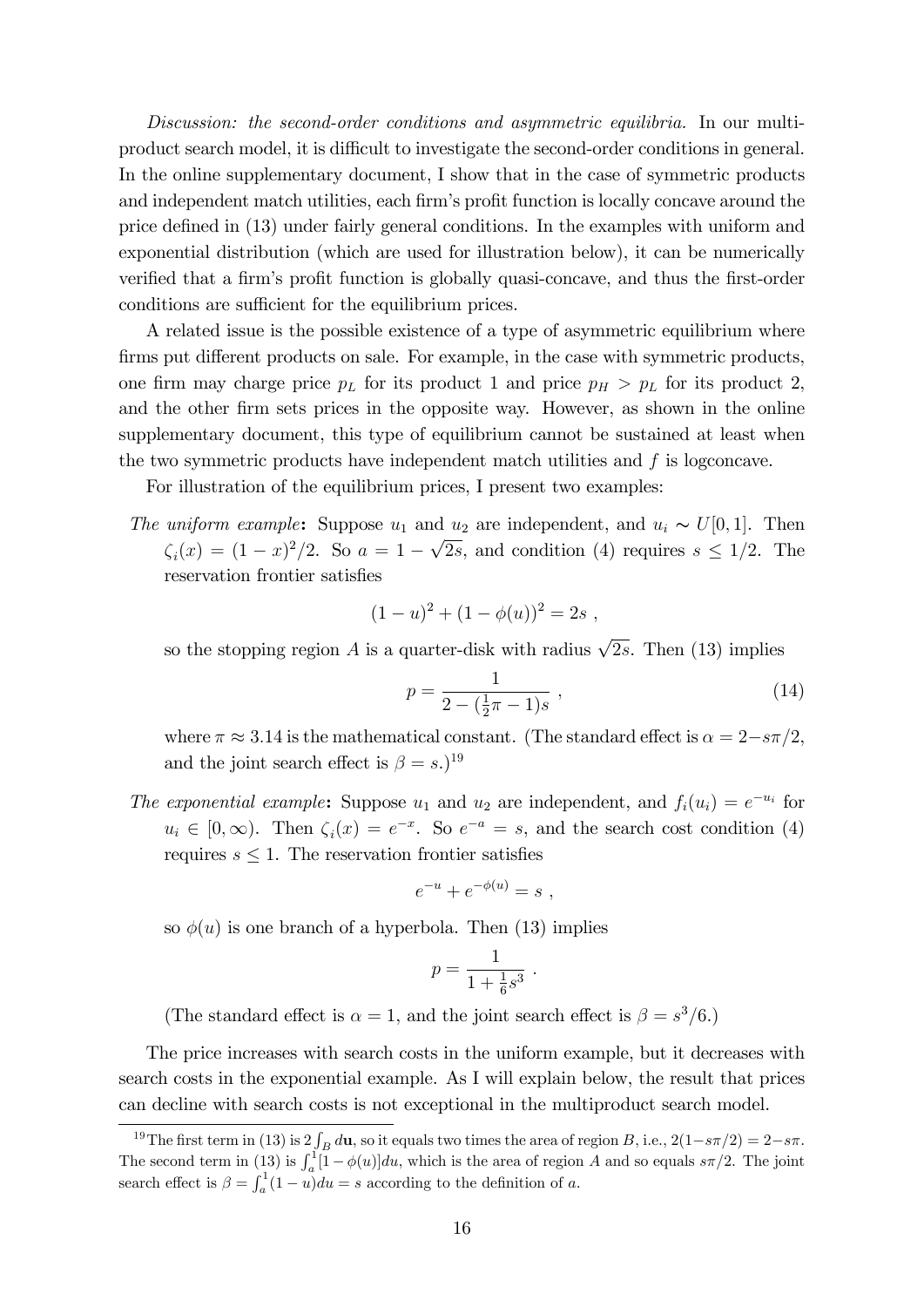*Discussion: the second-order conditions and asymmetric equilibria.* In our multiproduct search model, it is difficult to investigate the second-order conditions in general. In the online supplementary document, I show that in the case of symmetric products and independent match utilities, each firm's profit function is locally concave around the price defined in (13) under fairly general conditions. In the examples with uniform and exponential distribution (which are used for illustration below), it can be numerically verified that a firm's profit function is globally quasi-concave, and thus the first-order conditions are sufficient for the equilibrium prices.

A related issue is the possible existence of a type of asymmetric equilibrium where firms put different products on sale. For example, in the case with symmetric products, one firm may charge price $p_L$ for its product 1 and price $p_H > p_L$ for its product 2, and the other firm sets prices in the opposite way. However, as shown in the online supplementary document, this type of equilibrium cannot be sustained at least when the two symmetric products have independent match utilities and $f$ is logconcave.

For illustration of the equilibrium prices, I present two examples:

*The uniform example*: Suppose $u_1$ and $u_2$ are independent, and $u_i \sim U[0,1]$. Then $\zeta_i(x) = (1-x)^2/2$. So $a = 1 - \sqrt{2s}$, and condition (4) requires $s \leq 1/2$. The reservation frontier satisfies

$$(1-u)^2 + (1-\phi(u))^2 = 2s \ ,$$

so the stopping region $A$ is a quarter-disk with radius $\sqrt{2s}$. Then (13) implies

$$p = \frac{1}{2 - (\frac{1}{2}\pi - 1)s} \ , \tag{14}$$

where $\pi \approx 3.14$ is the mathematical constant. (The standard effect is $\alpha = 2 - s\pi/2$, and the joint search effect is $\beta = s$.)[19]

*The exponential example*: Suppose $u_1$ and $u_2$ are independent, and $f_i(u_i) = e^{-u_i}$ for $u_i \in [0, \infty)$. Then $\zeta_i(x) = e^{-x}$. So $e^{-a} = s$, and the search cost condition (4) requires $s \leq 1$. The reservation frontier satisfies

$$e^{-u} + e^{-\phi(u)} = s \ ,$$

so $\phi(u)$ is one branch of a hyperbola. Then (13) implies

$$p = \frac{1}{1 + \frac{1}{6}s^3} \ .$$

(The standard effect is $\alpha = 1$, and the joint search effect is $\beta = s^3/6$.)

The price increases with search costs in the uniform example, but it decreases with search costs in the exponential example. As I will explain below, the result that prices can decline with search costs is not exceptional in the multiproduct search model.

---

[19] The first term in (13) is $2\int_B d\mathbf{u}$, so it equals two times the area of region $B$, i.e., $2(1 - s\pi/2) = 2 - s\pi$. The second term in (13) is $\int_a^1 [1 - \phi(u)]du$, which is the area of region $A$ and so equals $s\pi/2$. The joint search effect is $\beta = \int_a^1 (1-u)du = s$ according to the definition of $a$.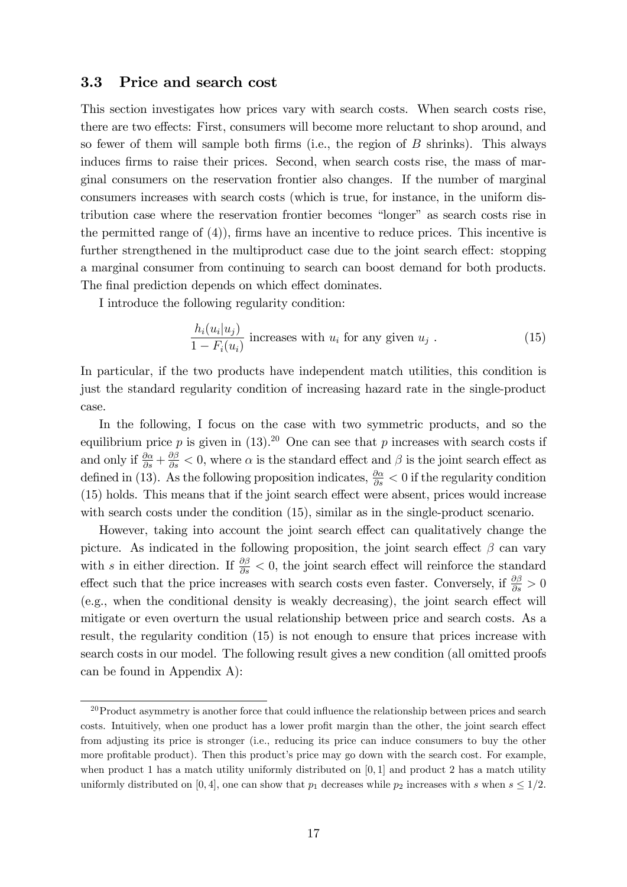### 3.3 Price and search cost

This section investigates how prices vary with search costs. When search costs rise, there are two effects: First, consumers will become more reluctant to shop around, and so fewer of them will sample both firms (i.e., the region of $B$ shrinks). This always induces firms to raise their prices. Second, when search costs rise, the mass of marginal consumers on the reservation frontier also changes. If the number of marginal consumers increases with search costs (which is true, for instance, in the uniform distribution case where the reservation frontier becomes "longer" as search costs rise in the permitted range of (4)), firms have an incentive to reduce prices. This incentive is further strengthened in the multiproduct case due to the joint search effect: stopping a marginal consumer from continuing to search can boost demand for both products. The final prediction depends on which effect dominates.

I introduce the following regularity condition:

$$\frac{h_i(u_i|u_j)}{1-F_i(u_i)} \text{ increases with } u_i \text{ for any given } u_j . \tag{15}$$

In particular, if the two products have independent match utilities, this condition is just the standard regularity condition of increasing hazard rate in the single-product case.

In the following, I focus on the case with two symmetric products, and so the equilibrium price $p$ is given in (13).[20] One can see that $p$ increases with search costs if and only if $\frac{\partial \alpha}{\partial s} + \frac{\partial \beta}{\partial s} < 0$, where $\alpha$ is the standard effect and $\beta$ is the joint search effect as defined in (13). As the following proposition indicates, $\frac{\partial \alpha}{\partial s} < 0$ if the regularity condition (15) holds. This means that if the joint search effect were absent, prices would increase with search costs under the condition (15), similar as in the single-product scenario.

However, taking into account the joint search effect can qualitatively change the picture. As indicated in the following proposition, the joint search effect $\beta$ can vary with $s$ in either direction. If $\frac{\partial \beta}{\partial s} < 0$, the joint search effect will reinforce the standard effect such that the price increases with search costs even faster. Conversely, if $\frac{\partial \beta}{\partial s} > 0$ (e.g., when the conditional density is weakly decreasing), the joint search effect will mitigate or even overturn the usual relationship between price and search costs. As a result, the regularity condition (15) is not enough to ensure that prices increase with search costs in our model. The following result gives a new condition (all omitted proofs can be found in Appendix A):

[20] Product asymmetry is another force that could influence the relationship between prices and search costs. Intuitively, when one product has a lower profit margin than the other, the joint search effect from adjusting its price is stronger (i.e., reducing its price can induce consumers to buy the other more profitable product). Then this product's price may go down with the search cost. For example, when product 1 has a match utility uniformly distributed on $[0, 1]$ and product 2 has a match utility uniformly distributed on $[0, 4]$, one can show that $p_1$ decreases while $p_2$ increases with $s$ when $s \leq 1/2$.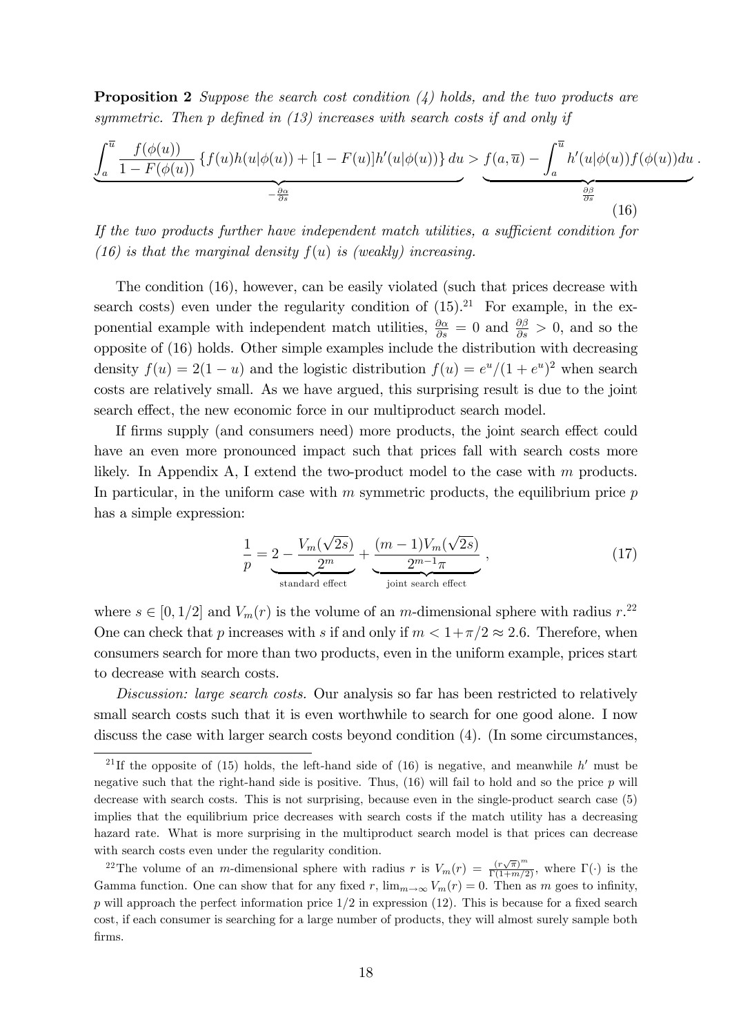**Proposition 2** *Suppose the search cost condition (4) holds, and the two products are symmetric. Then p defined in (13) increases with search costs if and only if*

$$\underbrace{\int_a^{\overline{u}} \frac{f(\phi(u))}{1-F(\phi(u))} \left\{ f(u)h(u|\phi(u)) + [1-F(u)]h'(u|\phi(u)) \right\} du}_{-\frac{\partial \alpha}{\partial s}} > \underbrace{f(a,\overline{u}) - \int_a^{\overline{u}} h'(u|\phi(u))f(\phi(u))du}_{\frac{\partial \beta}{\partial s}}. \tag{16}$$

*If the two products further have independent match utilities, a sufficient condition for (16) is that the marginal density $f(u)$ is (weakly) increasing.*

The condition (16), however, can be easily violated (such that prices decrease with search costs) even under the regularity condition of (15).[21] For example, in the exponential example with independent match utilities, $\frac{\partial \alpha}{\partial s} = 0$ and $\frac{\partial \beta}{\partial s} > 0$, and so the opposite of (16) holds. Other simple examples include the distribution with decreasing density $f(u) = 2(1-u)$ and the logistic distribution $f(u) = e^u/(1+e^u)^2$ when search costs are relatively small. As we have argued, this surprising result is due to the joint search effect, the new economic force in our multiproduct search model.

If firms supply (and consumers need) more products, the joint search effect could have an even more pronounced impact such that prices fall with search costs more likely. In Appendix A, I extend the two-product model to the case with $m$ products. In particular, in the uniform case with $m$ symmetric products, the equilibrium price $p$ has a simple expression:

$$\frac{1}{p} = \underbrace{2 - \frac{V_m(\sqrt{2s})}{2^m}}_{\text{standard effect}} + \underbrace{\frac{(m-1)V_m(\sqrt{2s})}{2^{m-1}\pi}}_{\text{joint search effect}}, \tag{17}$$

where $s \in [0, 1/2]$ and $V_m(r)$ is the volume of an $m$-dimensional sphere with radius $r$.[22] One can check that $p$ increases with $s$ if and only if $m < 1+\pi/2 \approx 2.6$. Therefore, when consumers search for more than two products, even in the uniform example, prices start to decrease with search costs.

*Discussion: large search costs.* Our analysis so far has been restricted to relatively small search costs such that it is even worthwhile to search for one good alone. I now discuss the case with larger search costs beyond condition (4). (In some circumstances,

---

[21] If the opposite of (15) holds, the left-hand side of (16) is negative, and meanwhile $h'$ must be negative such that the right-hand side is positive. Thus, (16) will fail to hold and so the price $p$ will decrease with search costs. This is not surprising, because even in the single-product search case (5) implies that the equilibrium price decreases with search costs if the match utility has a decreasing hazard rate. What is more surprising in the multiproduct search model is that prices can decrease with search costs even under the regularity condition.

[22] The volume of an $m$-dimensional sphere with radius $r$ is $V_m(r) = \frac{(r\sqrt{\pi})^m}{\Gamma(1+m/2)}$, where $\Gamma(\cdot)$ is the Gamma function. One can show that for any fixed $r$, $\lim_{m\to\infty} V_m(r) = 0$. Then as $m$ goes to infinity, $p$ will approach the perfect information price $1/2$ in expression (12). This is because for a fixed search cost, if each consumer is searching for a large number of products, they will almost surely sample both firms.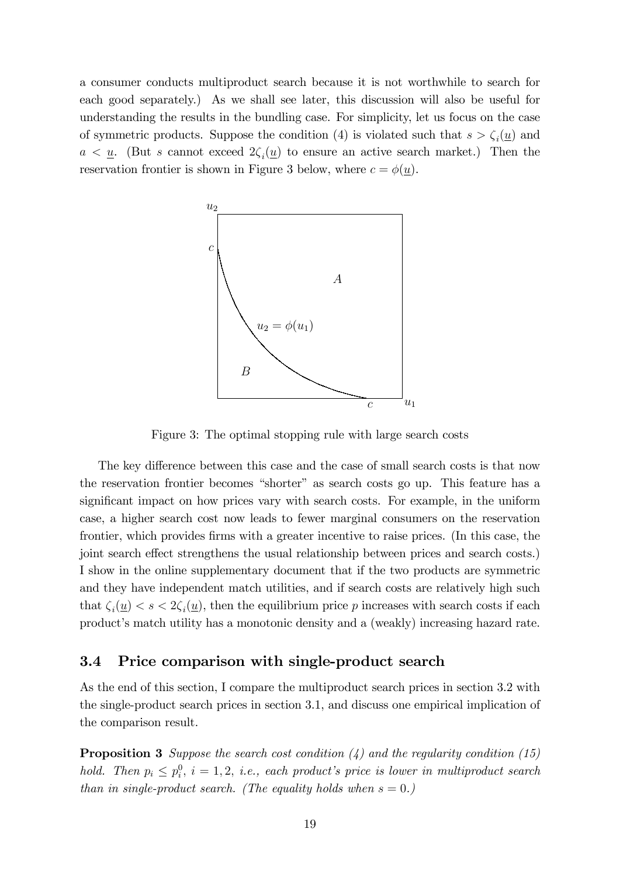a consumer conducts multiproduct search because it is not worthwhile to search for each good separately.) As we shall see later, this discussion will also be useful for understanding the results in the bundling case. For simplicity, let us focus on the case of symmetric products. Suppose the condition (4) is violated such that $s > \zeta_i(\underline{u})$ and $a < \underline{u}$. (But $s$ cannot exceed $2\zeta_i(\underline{u})$ to ensure an active search market.) Then the reservation frontier is shown in Figure 3 below, where $c = \phi(\underline{u})$.

Figure 3: The optimal stopping rule with large search costs

The key difference between this case and the case of small search costs is that now the reservation frontier becomes "shorter" as search costs go up. This feature has a significant impact on how prices vary with search costs. For example, in the uniform case, a higher search cost now leads to fewer marginal consumers on the reservation frontier, which provides firms with a greater incentive to raise prices. (In this case, the joint search effect strengthens the usual relationship between prices and search costs.) I show in the online supplementary document that if the two products are symmetric and they have independent match utilities, and if search costs are relatively high such that $\zeta_i(\underline{u}) < s < 2\zeta_i(\underline{u})$, then the equilibrium price $p$ increases with search costs if each product's match utility has a monotonic density and a (weakly) increasing hazard rate.

### 3.4 Price comparison with single-product search

As the end of this section, I compare the multiproduct search prices in section 3.2 with the single-product search prices in section 3.1, and discuss one empirical implication of the comparison result.

**Proposition 3** *Suppose the search cost condition (4) and the regularity condition (15) hold. Then $p_i \leq p_i^0$, $i = 1, 2$, i.e., each product's price is lower in multiproduct search than in single-product search. (The equality holds when $s = 0$.)*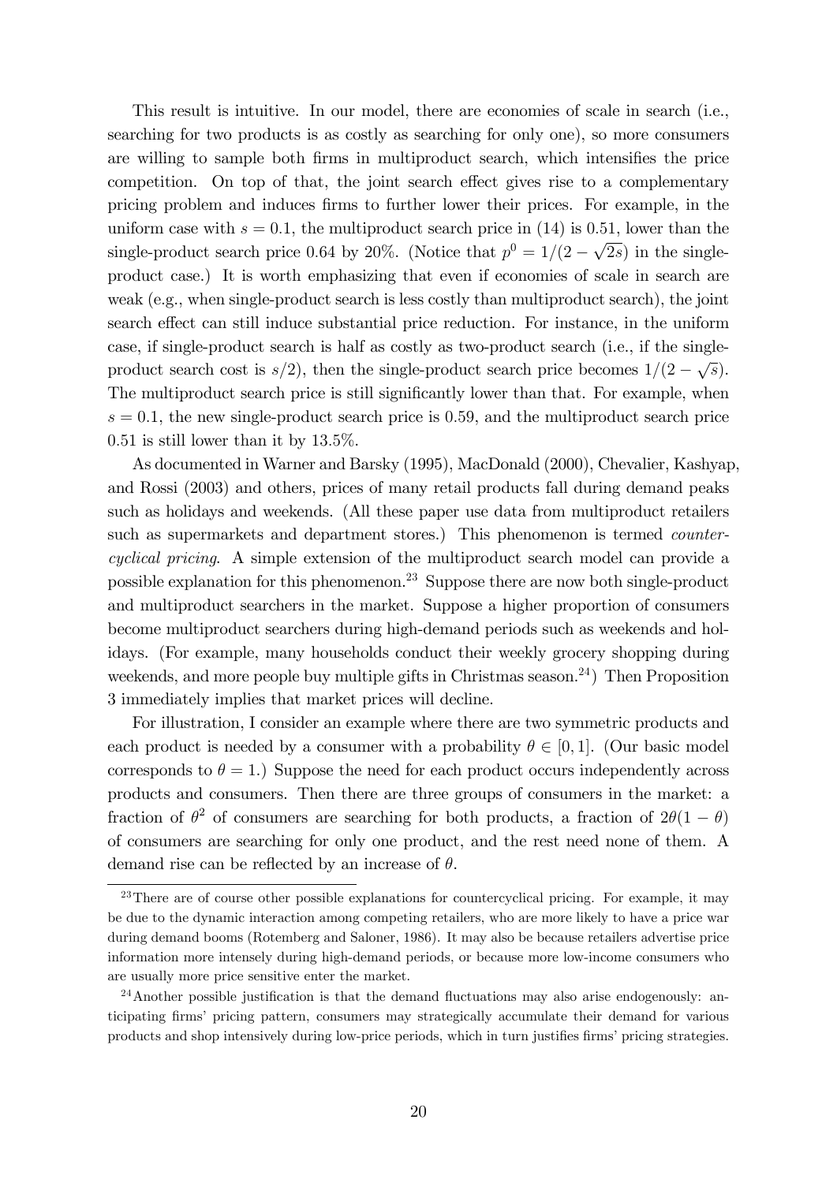This result is intuitive. In our model, there are economies of scale in search (i.e., searching for two products is as costly as searching for only one), so more consumers are willing to sample both firms in multiproduct search, which intensifies the price competition. On top of that, the joint search effect gives rise to a complementary pricing problem and induces firms to further lower their prices. For example, in the uniform case with $s = 0.1$, the multiproduct search price in (14) is 0.51, lower than the single-product search price 0.64 by 20%. (Notice that $p^0 = 1/(2 - \sqrt{2s})$ in the single-product case.) It is worth emphasizing that even if economies of scale in search are weak (e.g., when single-product search is less costly than multiproduct search), the joint search effect can still induce substantial price reduction. For instance, in the uniform case, if single-product search is half as costly as two-product search (i.e., if the single-product search cost is $s/2$), then the single-product search price becomes $1/(2 - \sqrt{s})$. The multiproduct search price is still significantly lower than that. For example, when $s = 0.1$, the new single-product search price is 0.59, and the multiproduct search price 0.51 is still lower than it by 13.5%.

As documented in Warner and Barsky (1995), MacDonald (2000), Chevalier, Kashyap, and Rossi (2003) and others, prices of many retail products fall during demand peaks such as holidays and weekends. (All these paper use data from multiproduct retailers such as supermarkets and department stores.) This phenomenon is termed *countercyclical pricing*. A simple extension of the multiproduct search model can provide a possible explanation for this phenomenon.[23] Suppose there are now both single-product and multiproduct searchers in the market. Suppose a higher proportion of consumers become multiproduct searchers during high-demand periods such as weekends and holidays. (For example, many households conduct their weekly grocery shopping during weekends, and more people buy multiple gifts in Christmas season.[24]) Then Proposition 3 immediately implies that market prices will decline.

For illustration, I consider an example where there are two symmetric products and each product is needed by a consumer with a probability $\theta \in [0, 1]$. (Our basic model corresponds to $\theta = 1$.) Suppose the need for each product occurs independently across products and consumers. Then there are three groups of consumers in the market: a fraction of $\theta^2$ of consumers are searching for both products, a fraction of $2\theta(1 - \theta)$ of consumers are searching for only one product, and the rest need none of them. A demand rise can be reflected by an increase of $\theta$.

[23] There are of course other possible explanations for countercyclical pricing. For example, it may be due to the dynamic interaction among competing retailers, who are more likely to have a price war during demand booms (Rotemberg and Saloner, 1986). It may also be because retailers advertise price information more intensely during high-demand periods, or because more low-income consumers who are usually more price sensitive enter the market.

[24] Another possible justification is that the demand fluctuations may also arise endogenously: anticipating firms' pricing pattern, consumers may strategically accumulate their demand for various products and shop intensively during low-price periods, which in turn justifies firms' pricing strategies.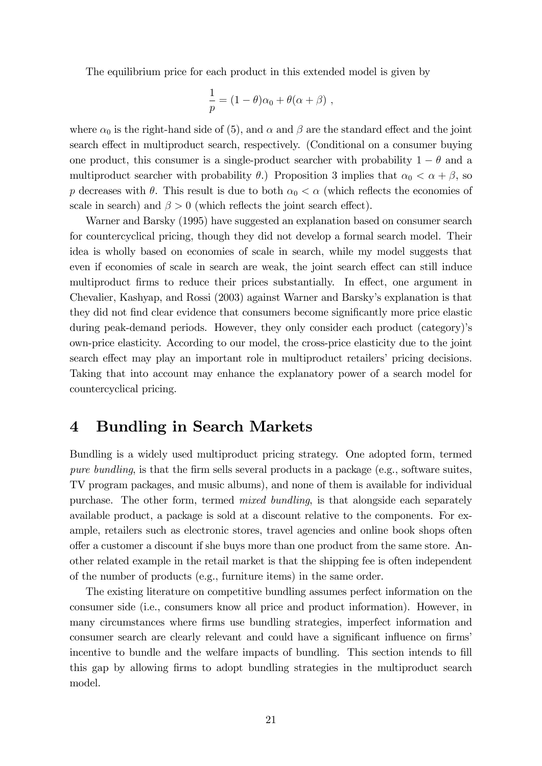The equilibrium price for each product in this extended model is given by

$$\frac{1}{p} = (1-\theta)\alpha_0 + \theta(\alpha + \beta) \ ,$$

where $\alpha_0$ is the right-hand side of (5), and $\alpha$ and $\beta$ are the standard effect and the joint search effect in multiproduct search, respectively. (Conditional on a consumer buying one product, this consumer is a single-product searcher with probability $1-\theta$ and a multiproduct searcher with probability $\theta$.) Proposition 3 implies that $\alpha_0 < \alpha + \beta$, so $p$ decreases with $\theta$. This result is due to both $\alpha_0 < \alpha$ (which reflects the economies of scale in search) and $\beta > 0$ (which reflects the joint search effect).

Warner and Barsky (1995) have suggested an explanation based on consumer search for countercyclical pricing, though they did not develop a formal search model. Their idea is wholly based on economies of scale in search, while my model suggests that even if economies of scale in search are weak, the joint search effect can still induce multiproduct firms to reduce their prices substantially. In effect, one argument in Chevalier, Kashyap, and Rossi (2003) against Warner and Barsky's explanation is that they did not find clear evidence that consumers become significantly more price elastic during peak-demand periods. However, they only consider each product (category)'s own-price elasticity. According to our model, the cross-price elasticity due to the joint search effect may play an important role in multiproduct retailers' pricing decisions. Taking that into account may enhance the explanatory power of a search model for countercyclical pricing.

# 4 Bundling in Search Markets

Bundling is a widely used multiproduct pricing strategy. One adopted form, termed *pure bundling*, is that the firm sells several products in a package (e.g., software suites, TV program packages, and music albums), and none of them is available for individual purchase. The other form, termed *mixed bundling*, is that alongside each separately available product, a package is sold at a discount relative to the components. For example, retailers such as electronic stores, travel agencies and online book shops often offer a customer a discount if she buys more than one product from the same store. Another related example in the retail market is that the shipping fee is often independent of the number of products (e.g., furniture items) in the same order.

The existing literature on competitive bundling assumes perfect information on the consumer side (i.e., consumers know all price and product information). However, in many circumstances where firms use bundling strategies, imperfect information and consumer search are clearly relevant and could have a significant influence on firms' incentive to bundle and the welfare impacts of bundling. This section intends to fill this gap by allowing firms to adopt bundling strategies in the multiproduct search model.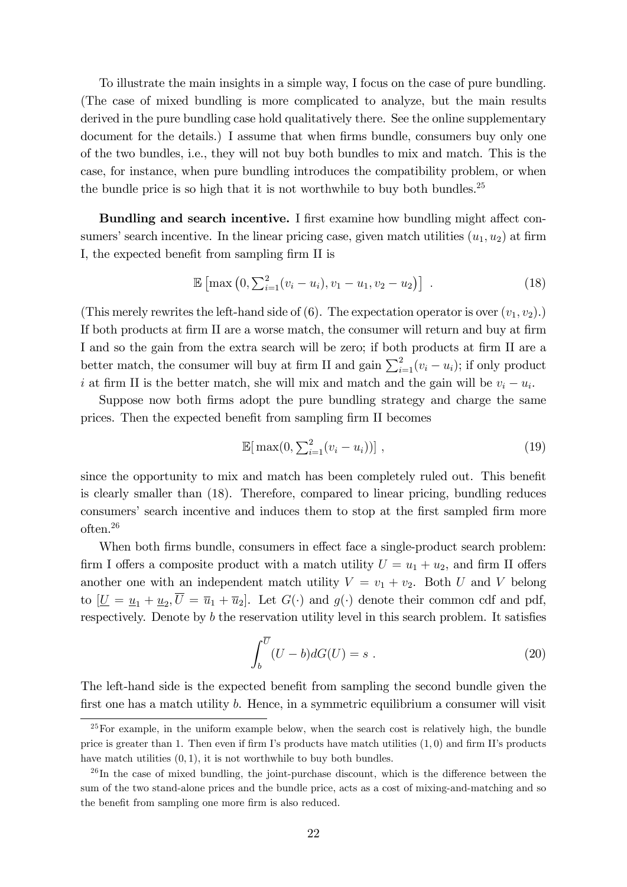To illustrate the main insights in a simple way, I focus on the case of pure bundling. (The case of mixed bundling is more complicated to analyze, but the main results derived in the pure bundling case hold qualitatively there. See the online supplementary document for the details.) I assume that when firms bundle, consumers buy only one of the two bundles, i.e., they will not buy both bundles to mix and match. This is the case, for instance, when pure bundling introduces the compatibility problem, or when the bundle price is so high that it is not worthwhile to buy both bundles.[25]

**Bundling and search incentive.** I first examine how bundling might affect consumers' search incentive. In the linear pricing case, given match utilities $(u_1, u_2)$ at firm I, the expected benefit from sampling firm II is

$$\mathbb{E}\left[\max\left(0, \textstyle\sum_{i=1}^{2}(v_i - u_i), v_1 - u_1, v_2 - u_2\right)\right] \ . \tag{18}$$

(This merely rewrites the left-hand side of (6). The expectation operator is over $(v_1, v_2)$.) If both products at firm II are a worse match, the consumer will return and buy at firm I and so the gain from the extra search will be zero; if both products at firm II are a better match, the consumer will buy at firm II and gain $\sum_{i=1}^{2}(v_i - u_i)$; if only product $i$ at firm II is the better match, she will mix and match and the gain will be $v_i - u_i$.

Suppose now both firms adopt the pure bundling strategy and charge the same prices. Then the expected benefit from sampling firm II becomes

$$\mathbb{E}[\max(0, \textstyle\sum_{i=1}^{2}(v_i - u_i))] \ , \tag{19}$$

since the opportunity to mix and match has been completely ruled out. This benefit is clearly smaller than (18). Therefore, compared to linear pricing, bundling reduces consumers' search incentive and induces them to stop at the first sampled firm more often.[26]

When both firms bundle, consumers in effect face a single-product search problem: firm I offers a composite product with a match utility $U = u_1 + u_2$, and firm II offers another one with an independent match utility $V = v_1 + v_2$. Both $U$ and $V$ belong to $[\underline{U} = \underline{u}_1 + \underline{u}_2, \overline{U} = \overline{u}_1 + \overline{u}_2]$. Let $G(\cdot)$ and $g(\cdot)$ denote their common cdf and pdf, respectively. Denote by $b$ the reservation utility level in this search problem. It satisfies

$$\int_{b}^{\overline{U}} (U - b)dG(U) = s \ . \tag{20}$$

The left-hand side is the expected benefit from sampling the second bundle given the first one has a match utility $b$. Hence, in a symmetric equilibrium a consumer will visit

[25] For example, in the uniform example below, when the search cost is relatively high, the bundle price is greater than 1. Then even if firm I's products have match utilities $(1, 0)$ and firm II's products have match utilities $(0, 1)$, it is not worthwhile to buy both bundles.

[26] In the case of mixed bundling, the joint-purchase discount, which is the difference between the sum of the two stand-alone prices and the bundle price, acts as a cost of mixing-and-matching and so the benefit from sampling one more firm is also reduced.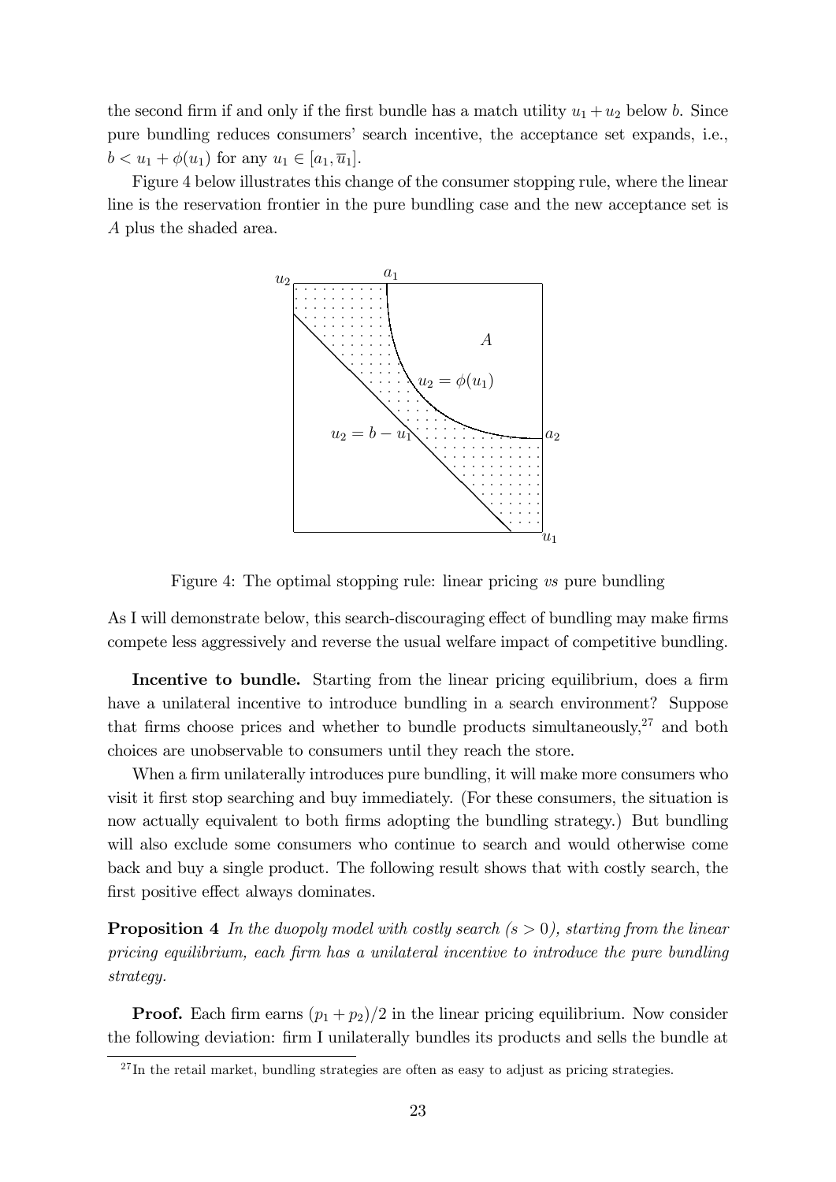the second firm if and only if the first bundle has a match utility $u_1 + u_2$ below $b$. Since pure bundling reduces consumers' search incentive, the acceptance set expands, i.e., $b < u_1 + \phi(u_1)$ for any $u_1 \in [a_1, \overline{u}_1]$.

Figure 4 below illustrates this change of the consumer stopping rule, where the linear line is the reservation frontier in the pure bundling case and the new acceptance set is $A$ plus the shaded area.

Figure 4: The optimal stopping rule: linear pricing *vs* pure bundling

As I will demonstrate below, this search-discouraging effect of bundling may make firms compete less aggressively and reverse the usual welfare impact of competitive bundling.

**Incentive to bundle.** Starting from the linear pricing equilibrium, does a firm have a unilateral incentive to introduce bundling in a search environment? Suppose that firms choose prices and whether to bundle products simultaneously,[27] and both choices are unobservable to consumers until they reach the store.

When a firm unilaterally introduces pure bundling, it will make more consumers who visit it first stop searching and buy immediately. (For these consumers, the situation is now actually equivalent to both firms adopting the bundling strategy.) But bundling will also exclude some consumers who continue to search and would otherwise come back and buy a single product. The following result shows that with costly search, the first positive effect always dominates.

**Proposition 4** *In the duopoly model with costly search ($s > 0$), starting from the linear pricing equilibrium, each firm has a unilateral incentive to introduce the pure bundling strategy.*

**Proof.** Each firm earns $(p_1 + p_2)/2$ in the linear pricing equilibrium. Now consider the following deviation: firm I unilaterally bundles its products and sells the bundle at

[27] In the retail market, bundling strategies are often as easy to adjust as pricing strategies.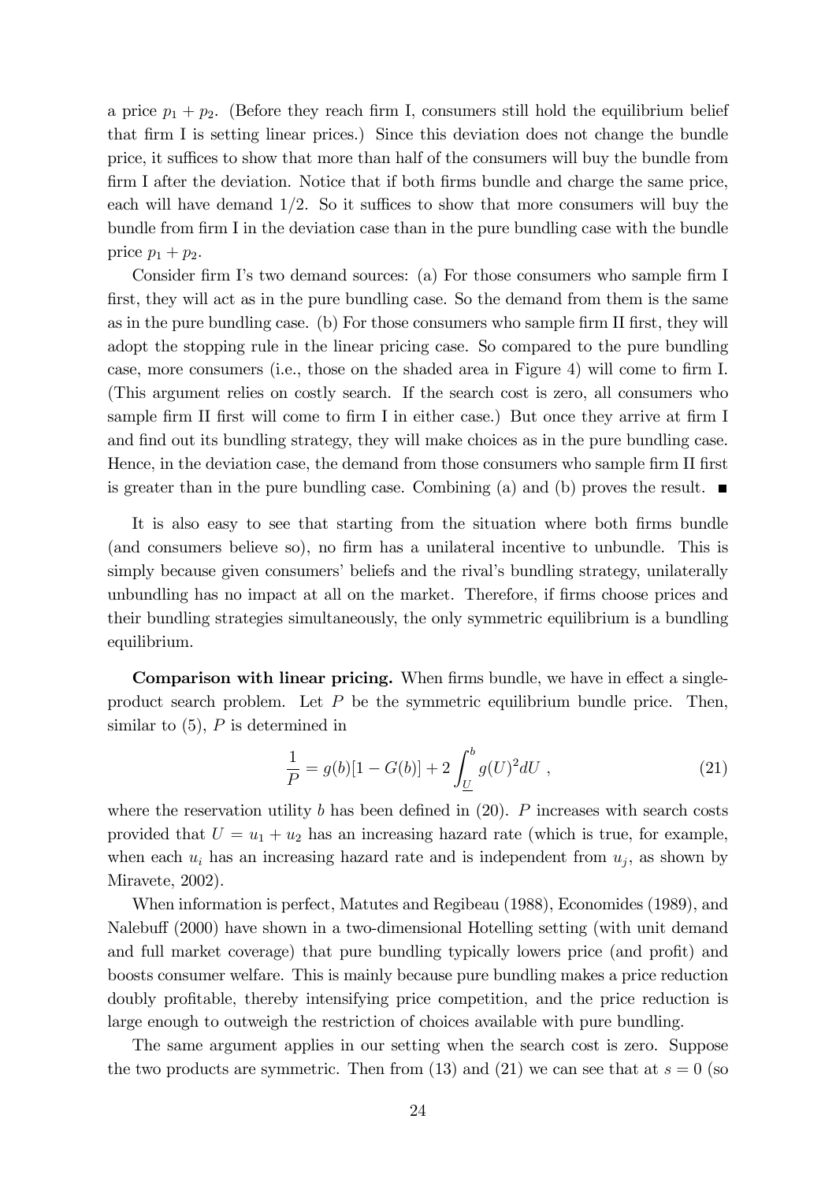a price $p_1 + p_2$. (Before they reach firm I, consumers still hold the equilibrium belief that firm I is setting linear prices.) Since this deviation does not change the bundle price, it suffices to show that more than half of the consumers will buy the bundle from firm I after the deviation. Notice that if both firms bundle and charge the same price, each will have demand $1/2$. So it suffices to show that more consumers will buy the bundle from firm I in the deviation case than in the pure bundling case with the bundle price $p_1 + p_2$.

Consider firm I's two demand sources: (a) For those consumers who sample firm I first, they will act as in the pure bundling case. So the demand from them is the same as in the pure bundling case. (b) For those consumers who sample firm II first, they will adopt the stopping rule in the linear pricing case. So compared to the pure bundling case, more consumers (i.e., those on the shaded area in Figure 4) will come to firm I. (This argument relies on costly search. If the search cost is zero, all consumers who sample firm II first will come to firm I in either case.) But once they arrive at firm I and find out its bundling strategy, they will make choices as in the pure bundling case. Hence, in the deviation case, the demand from those consumers who sample firm II first is greater than in the pure bundling case. Combining (a) and (b) proves the result. ■

It is also easy to see that starting from the situation where both firms bundle (and consumers believe so), no firm has a unilateral incentive to unbundle. This is simply because given consumers' beliefs and the rival's bundling strategy, unilaterally unbundling has no impact at all on the market. Therefore, if firms choose prices and their bundling strategies simultaneously, the only symmetric equilibrium is a bundling equilibrium.

**Comparison with linear pricing.** When firms bundle, we have in effect a single-product search problem. Let $P$ be the symmetric equilibrium bundle price. Then, similar to (5), $P$ is determined in

$$\frac{1}{P} = g(b)[1 - G(b)] + 2\int_{\underline{U}}^{b} g(U)^2 dU \ , \tag{21}$$

where the reservation utility $b$ has been defined in (20). $P$ increases with search costs provided that $U = u_1 + u_2$ has an increasing hazard rate (which is true, for example, when each $u_i$ has an increasing hazard rate and is independent from $u_j$, as shown by Miravete, 2002).

When information is perfect, Matutes and Regibeau (1988), Economides (1989), and Nalebuff (2000) have shown in a two-dimensional Hotelling setting (with unit demand and full market coverage) that pure bundling typically lowers price (and profit) and boosts consumer welfare. This is mainly because pure bundling makes a price reduction doubly profitable, thereby intensifying price competition, and the price reduction is large enough to outweigh the restriction of choices available with pure bundling.

The same argument applies in our setting when the search cost is zero. Suppose the two products are symmetric. Then from (13) and (21) we can see that at $s = 0$ (so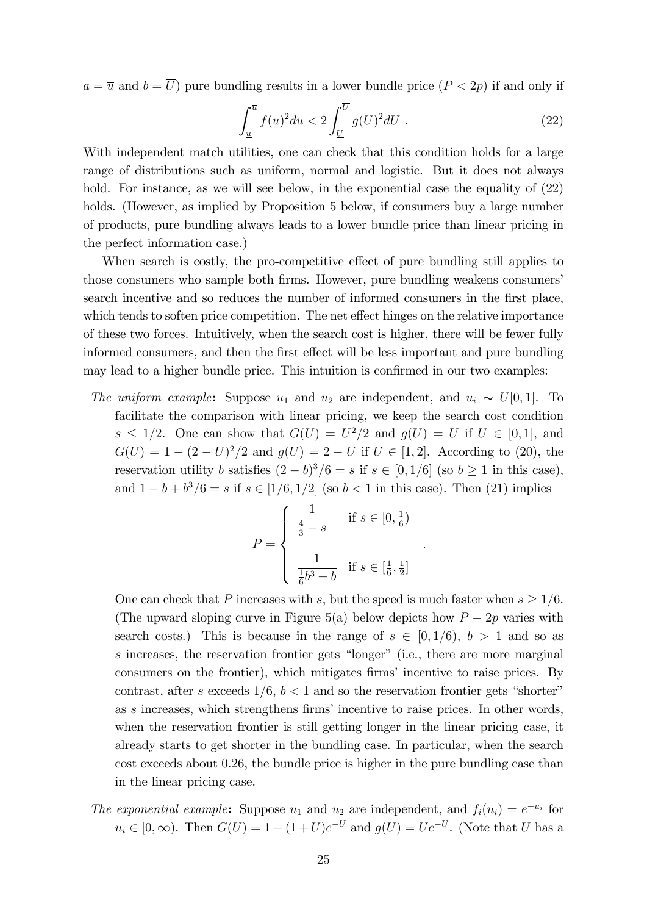$a = \overline{u}$ and $b = \overline{U}$) pure bundling results in a lower bundle price ($P < 2p$) if and only if

$$\int_{\underline{u}}^{\overline{u}} f(u)^2 du < 2 \int_{\underline{U}}^{\overline{U}} g(U)^2 dU \; . \tag{22}$$

With independent match utilities, one can check that this condition holds for a large range of distributions such as uniform, normal and logistic. But it does not always hold. For instance, as we will see below, in the exponential case the equality of (22) holds. (However, as implied by Proposition 5 below, if consumers buy a large number of products, pure bundling always leads to a lower bundle price than linear pricing in the perfect information case.)

When search is costly, the pro-competitive effect of pure bundling still applies to those consumers who sample both firms. However, pure bundling weakens consumers' search incentive and so reduces the number of informed consumers in the first place, which tends to soften price competition. The net effect hinges on the relative importance of these two forces. Intuitively, when the search cost is higher, there will be fewer fully informed consumers, and then the first effect will be less important and pure bundling may lead to a higher bundle price. This intuition is confirmed in our two examples:

*The uniform example*: Suppose $u_1$ and $u_2$ are independent, and $u_i \sim U[0,1]$. To facilitate the comparison with linear pricing, we keep the search cost condition $s \leq 1/2$. One can show that $G(U) = U^2/2$ and $g(U) = U$ if $U \in [0,1]$, and $G(U) = 1 - (2-U)^2/2$ and $g(U) = 2 - U$ if $U \in [1,2]$. According to (20), the reservation utility $b$ satisfies $(2-b)^3/6 = s$ if $s \in [0, 1/6]$ (so $b \geq 1$ in this case), and $1 - b + b^3/6 = s$ if $s \in [1/6, 1/2]$ (so $b < 1$ in this case). Then (21) implies

$$P = \begin{cases} \dfrac{1}{\frac{4}{3} - s} & \text{if } s \in [0, \frac{1}{6}) \\ \\ \dfrac{1}{\frac{1}{6}b^3 + b} & \text{if } s \in [\frac{1}{6}, \frac{1}{2}] \end{cases} .$$

One can check that $P$ increases with $s$, but the speed is much faster when $s \geq 1/6$. (The upward sloping curve in Figure 5(a) below depicts how $P - 2p$ varies with search costs.) This is because in the range of $s \in [0, 1/6)$, $b > 1$ and so as $s$ increases, the reservation frontier gets "longer" (i.e., there are more marginal consumers on the frontier), which mitigates firms' incentive to raise prices. By contrast, after $s$ exceeds $1/6$, $b < 1$ and so the reservation frontier gets "shorter" as $s$ increases, which strengthens firms' incentive to raise prices. In other words, when the reservation frontier is still getting longer in the linear pricing case, it already starts to get shorter in the bundling case. In particular, when the search cost exceeds about 0.26, the bundle price is higher in the pure bundling case than in the linear pricing case.

*The exponential example*: Suppose $u_1$ and $u_2$ are independent, and $f_i(u_i) = e^{-u_i}$ for $u_i \in [0, \infty)$. Then $G(U) = 1 - (1+U)e^{-U}$ and $g(U) = Ue^{-U}$. (Note that $U$ has a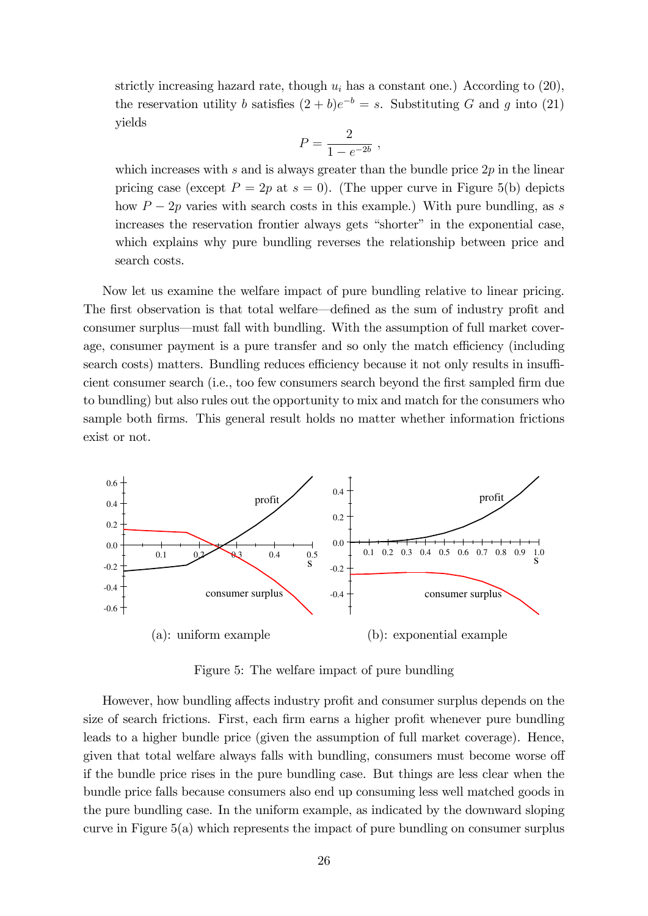strictly increasing hazard rate, though $u_i$ has a constant one.) According to (20), the reservation utility $b$ satisfies $(2+b)e^{-b} = s$. Substituting $G$ and $g$ into (21) yields

$$P = \frac{2}{1 - e^{-2b}} \ ,$$

which increases with $s$ and is always greater than the bundle price $2p$ in the linear pricing case (except $P = 2p$ at $s = 0$). (The upper curve in Figure 5(b) depicts how $P - 2p$ varies with search costs in this example.) With pure bundling, as $s$ increases the reservation frontier always gets "shorter" in the exponential case, which explains why pure bundling reverses the relationship between price and search costs.

Now let us examine the welfare impact of pure bundling relative to linear pricing. The first observation is that total welfare—defined as the sum of industry profit and consumer surplus—must fall with bundling. With the assumption of full market coverage, consumer payment is a pure transfer and so only the match efficiency (including search costs) matters. Bundling reduces efficiency because it not only results in insufficient consumer search (i.e., too few consumers search beyond the first sampled firm due to bundling) but also rules out the opportunity to mix and match for the consumers who sample both firms. This general result holds no matter whether information frictions exist or not.

(a): uniform example

(b): exponential example

Figure 5: The welfare impact of pure bundling

However, how bundling affects industry profit and consumer surplus depends on the size of search frictions. First, each firm earns a higher profit whenever pure bundling leads to a higher bundle price (given the assumption of full market coverage). Hence, given that total welfare always falls with bundling, consumers must become worse off if the bundle price rises in the pure bundling case. But things are less clear when the bundle price falls because consumers also end up consuming less well matched goods in the pure bundling case. In the uniform example, as indicated by the downward sloping curve in Figure 5(a) which represents the impact of pure bundling on consumer surplus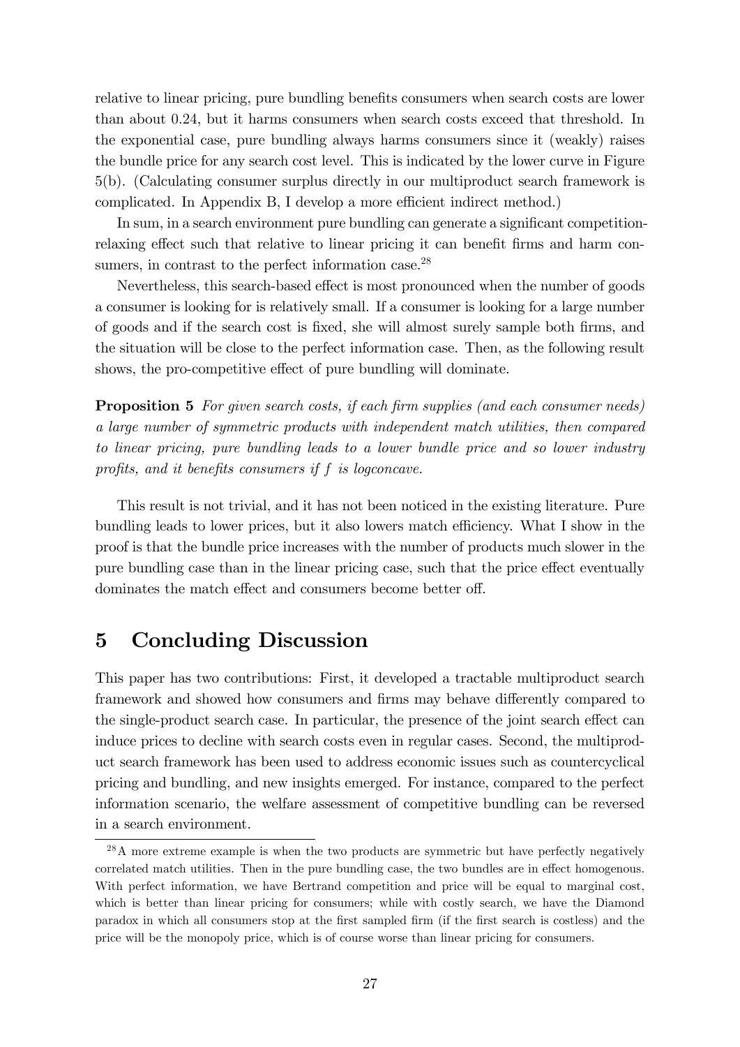relative to linear pricing, pure bundling benefits consumers when search costs are lower than about 0.24, but it harms consumers when search costs exceed that threshold. In the exponential case, pure bundling always harms consumers since it (weakly) raises the bundle price for any search cost level. This is indicated by the lower curve in Figure 5(b). (Calculating consumer surplus directly in our multiproduct search framework is complicated. In Appendix B, I develop a more efficient indirect method.)

In sum, in a search environment pure bundling can generate a significant competition-relaxing effect such that relative to linear pricing it can benefit firms and harm consumers, in contrast to the perfect information case.[28]

Nevertheless, this search-based effect is most pronounced when the number of goods a consumer is looking for is relatively small. If a consumer is looking for a large number of goods and if the search cost is fixed, she will almost surely sample both firms, and the situation will be close to the perfect information case. Then, as the following result shows, the pro-competitive effect of pure bundling will dominate.

**Proposition 5** *For given search costs, if each firm supplies (and each consumer needs) a large number of symmetric products with independent match utilities, then compared to linear pricing, pure bundling leads to a lower bundle price and so lower industry profits, and it benefits consumers if $f$ is logconcave.*

This result is not trivial, and it has not been noticed in the existing literature. Pure bundling leads to lower prices, but it also lowers match efficiency. What I show in the proof is that the bundle price increases with the number of products much slower in the pure bundling case than in the linear pricing case, such that the price effect eventually dominates the match effect and consumers become better off.

# 5 Concluding Discussion

This paper has two contributions: First, it developed a tractable multiproduct search framework and showed how consumers and firms may behave differently compared to the single-product search case. In particular, the presence of the joint search effect can induce prices to decline with search costs even in regular cases. Second, the multiproduct search framework has been used to address economic issues such as countercyclical pricing and bundling, and new insights emerged. For instance, compared to the perfect information scenario, the welfare assessment of competitive bundling can be reversed in a search environment.

[28] A more extreme example is when the two products are symmetric but have perfectly negatively correlated match utilities. Then in the pure bundling case, the two bundles are in effect homogenous. With perfect information, we have Bertrand competition and price will be equal to marginal cost, which is better than linear pricing for consumers; while with costly search, we have the Diamond paradox in which all consumers stop at the first sampled firm (if the first search is costless) and the price will be the monopoly price, which is of course worse than linear pricing for consumers.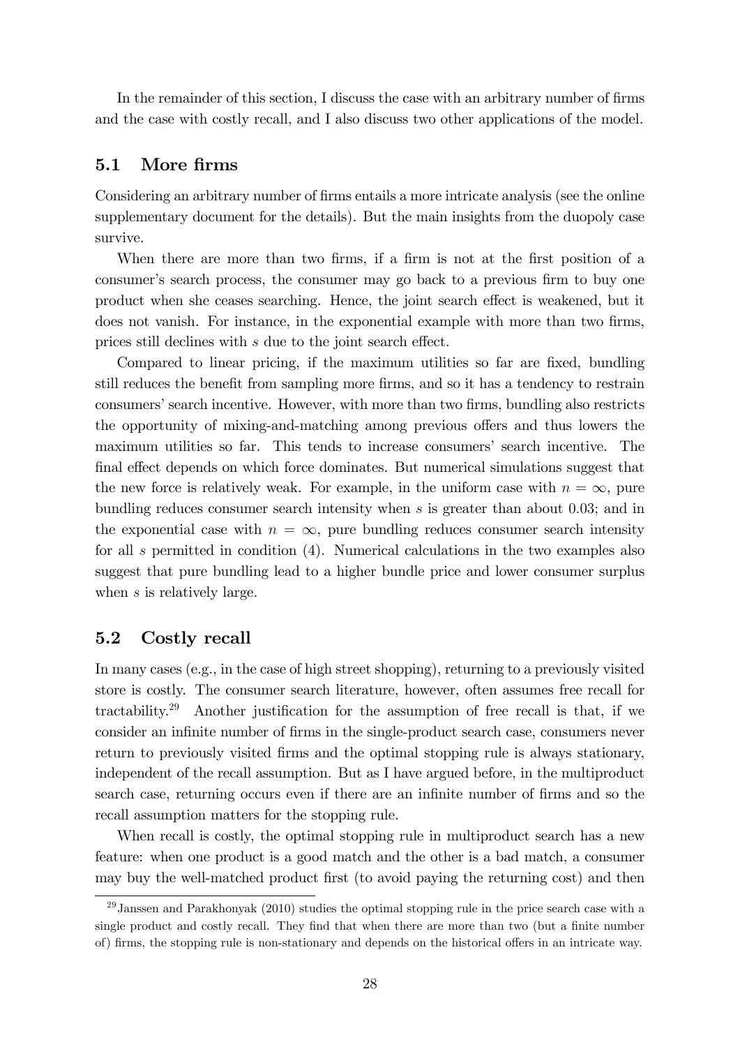In the remainder of this section, I discuss the case with an arbitrary number of firms and the case with costly recall, and I also discuss two other applications of the model.

## 5.1 More firms

Considering an arbitrary number of firms entails a more intricate analysis (see the online supplementary document for the details). But the main insights from the duopoly case survive.

When there are more than two firms, if a firm is not at the first position of a consumer's search process, the consumer may go back to a previous firm to buy one product when she ceases searching. Hence, the joint search effect is weakened, but it does not vanish. For instance, in the exponential example with more than two firms, prices still declines with $s$ due to the joint search effect.

Compared to linear pricing, if the maximum utilities so far are fixed, bundling still reduces the benefit from sampling more firms, and so it has a tendency to restrain consumers' search incentive. However, with more than two firms, bundling also restricts the opportunity of mixing-and-matching among previous offers and thus lowers the maximum utilities so far. This tends to increase consumers' search incentive. The final effect depends on which force dominates. But numerical simulations suggest that the new force is relatively weak. For example, in the uniform case with $n = \infty$, pure bundling reduces consumer search intensity when $s$ is greater than about 0.03; and in the exponential case with $n = \infty$, pure bundling reduces consumer search intensity for all $s$ permitted in condition (4). Numerical calculations in the two examples also suggest that pure bundling lead to a higher bundle price and lower consumer surplus when $s$ is relatively large.

## 5.2 Costly recall

In many cases (e.g., in the case of high street shopping), returning to a previously visited store is costly. The consumer search literature, however, often assumes free recall for tractability.[29] Another justification for the assumption of free recall is that, if we consider an infinite number of firms in the single-product search case, consumers never return to previously visited firms and the optimal stopping rule is always stationary, independent of the recall assumption. But as I have argued before, in the multiproduct search case, returning occurs even if there are an infinite number of firms and so the recall assumption matters for the stopping rule.

When recall is costly, the optimal stopping rule in multiproduct search has a new feature: when one product is a good match and the other is a bad match, a consumer may buy the well-matched product first (to avoid paying the returning cost) and then

[29] Janssen and Parakhonyak (2010) studies the optimal stopping rule in the price search case with a single product and costly recall. They find that when there are more than two (but a finite number of) firms, the stopping rule is non-stationary and depends on the historical offers in an intricate way.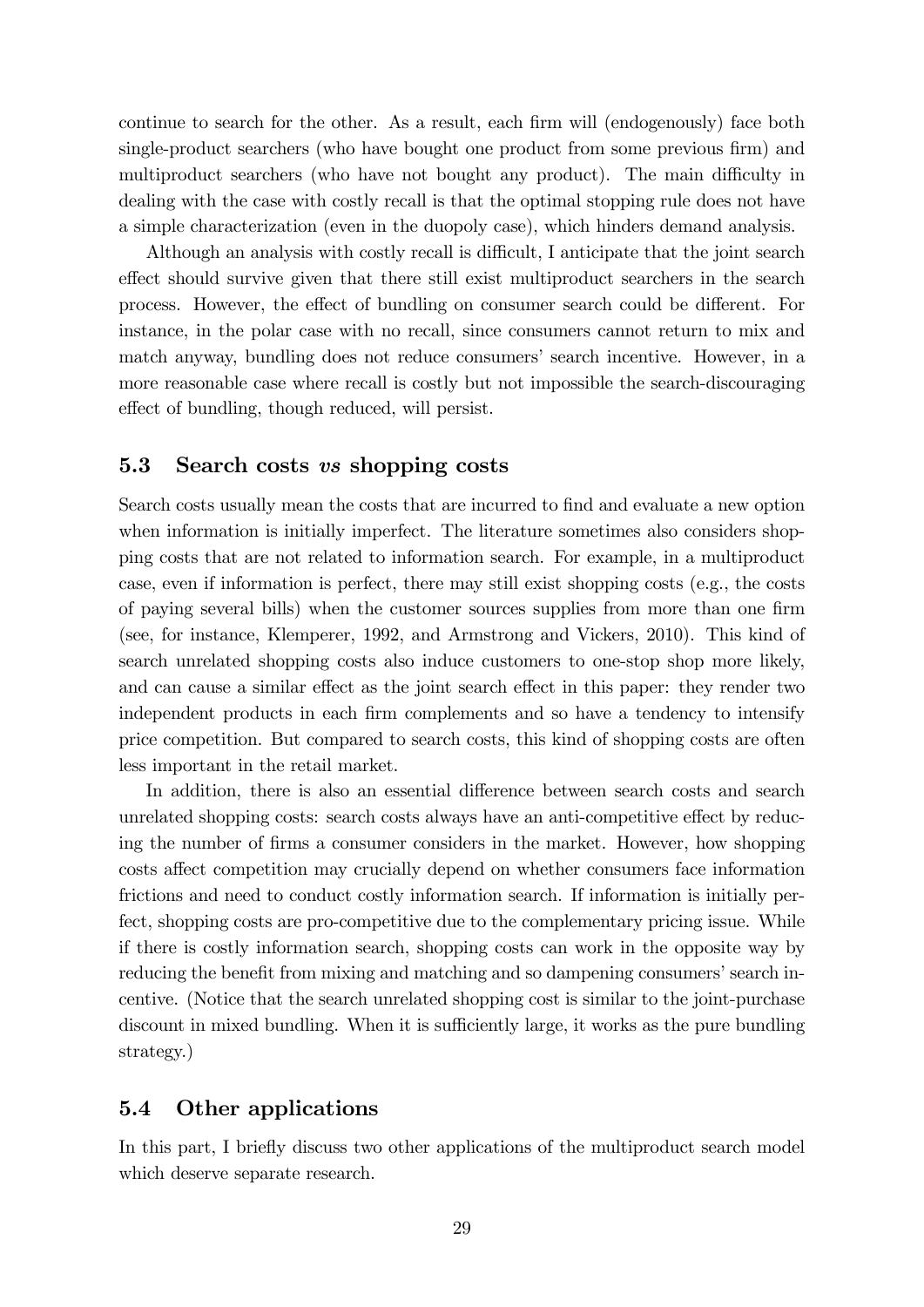continue to search for the other. As a result, each firm will (endogenously) face both single-product searchers (who have bought one product from some previous firm) and multiproduct searchers (who have not bought any product). The main difficulty in dealing with the case with costly recall is that the optimal stopping rule does not have a simple characterization (even in the duopoly case), which hinders demand analysis.

Although an analysis with costly recall is difficult, I anticipate that the joint search effect should survive given that there still exist multiproduct searchers in the search process. However, the effect of bundling on consumer search could be different. For instance, in the polar case with no recall, since consumers cannot return to mix and match anyway, bundling does not reduce consumers' search incentive. However, in a more reasonable case where recall is costly but not impossible the search-discouraging effect of bundling, though reduced, will persist.

### 5.3 Search costs *vs* shopping costs

Search costs usually mean the costs that are incurred to find and evaluate a new option when information is initially imperfect. The literature sometimes also considers shopping costs that are not related to information search. For example, in a multiproduct case, even if information is perfect, there may still exist shopping costs (e.g., the costs of paying several bills) when the customer sources supplies from more than one firm (see, for instance, Klemperer, 1992, and Armstrong and Vickers, 2010). This kind of search unrelated shopping costs also induce customers to one-stop shop more likely, and can cause a similar effect as the joint search effect in this paper: they render two independent products in each firm complements and so have a tendency to intensify price competition. But compared to search costs, this kind of shopping costs are often less important in the retail market.

In addition, there is also an essential difference between search costs and search unrelated shopping costs: search costs always have an anti-competitive effect by reducing the number of firms a consumer considers in the market. However, how shopping costs affect competition may crucially depend on whether consumers face information frictions and need to conduct costly information search. If information is initially perfect, shopping costs are pro-competitive due to the complementary pricing issue. While if there is costly information search, shopping costs can work in the opposite way by reducing the benefit from mixing and matching and so dampening consumers' search incentive. (Notice that the search unrelated shopping cost is similar to the joint-purchase discount in mixed bundling. When it is sufficiently large, it works as the pure bundling strategy.)

### 5.4 Other applications

In this part, I briefly discuss two other applications of the multiproduct search model which deserve separate research.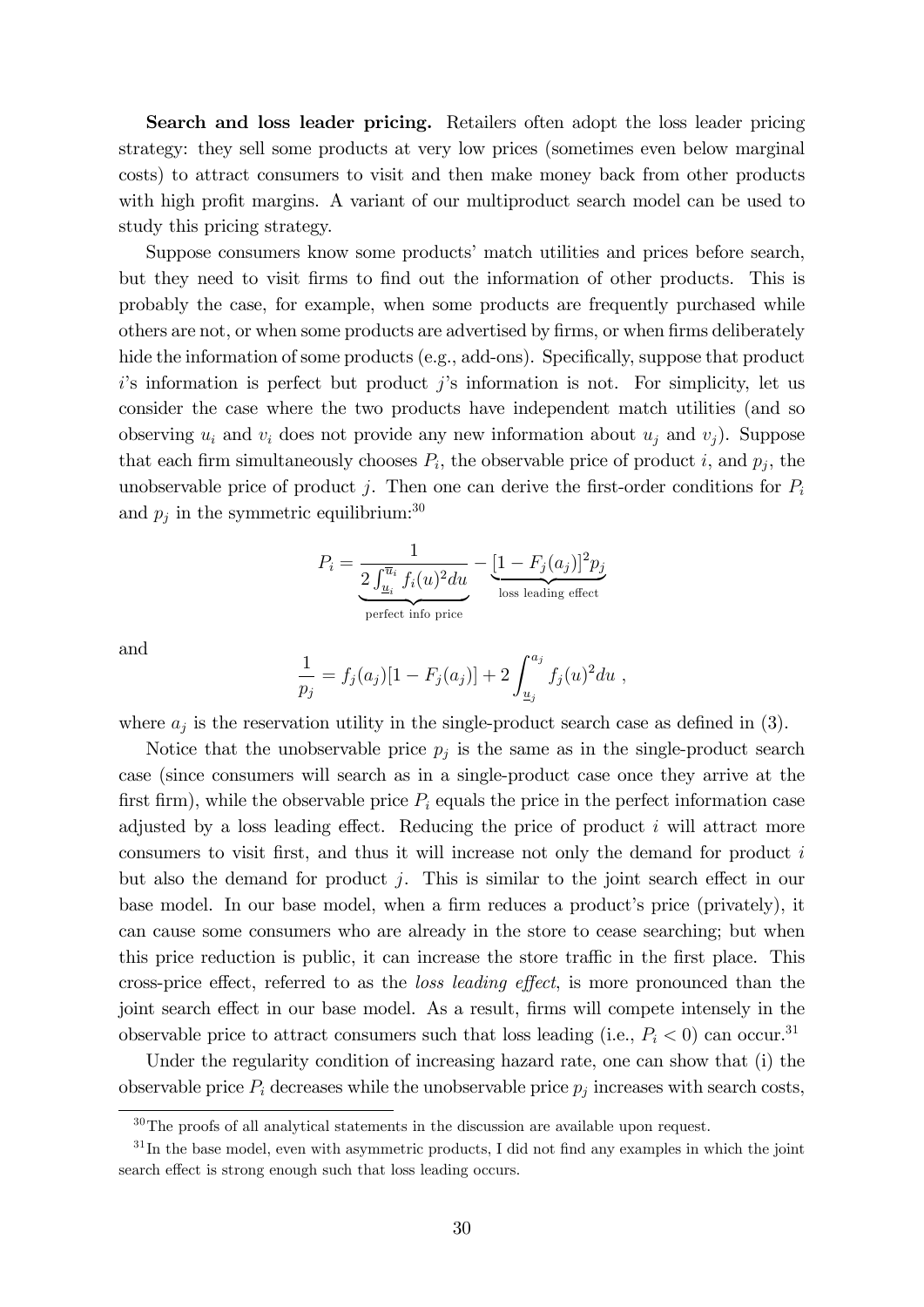**Search and loss leader pricing.** Retailers often adopt the loss leader pricing strategy: they sell some products at very low prices (sometimes even below marginal costs) to attract consumers to visit and then make money back from other products with high profit margins. A variant of our multiproduct search model can be used to study this pricing strategy.

Suppose consumers know some products' match utilities and prices before search, but they need to visit firms to find out the information of other products. This is probably the case, for example, when some products are frequently purchased while others are not, or when some products are advertised by firms, or when firms deliberately hide the information of some products (e.g., add-ons). Specifically, suppose that product $i$'s information is perfect but product $j$'s information is not. For simplicity, let us consider the case where the two products have independent match utilities (and so observing $u_i$ and $v_i$ does not provide any new information about $u_j$ and $v_j$). Suppose that each firm simultaneously chooses $P_i$, the observable price of product $i$, and $p_j$, the unobservable price of product $j$. Then one can derive the first-order conditions for $P_i$ and $p_j$ in the symmetric equilibrium:[30]

$$P_i = \underbrace{\frac{1}{2\int_{\underline{u}_i}^{\overline{u}_i} f_i(u)^2 du}}_{\text{perfect info price}} - \underbrace{[1 - F_j(a_j)]^2 p_j}_{\text{loss leading effect}}$$

and

$$\frac{1}{p_j} = f_j(a_j)[1 - F_j(a_j)] + 2\int_{\underline{u}_j}^{a_j} f_j(u)^2 du ,$$

where $a_j$ is the reservation utility in the single-product search case as defined in (3).

Notice that the unobservable price $p_j$ is the same as in the single-product search case (since consumers will search as in a single-product case once they arrive at the first firm), while the observable price $P_i$ equals the price in the perfect information case adjusted by a loss leading effect. Reducing the price of product $i$ will attract more consumers to visit first, and thus it will increase not only the demand for product $i$ but also the demand for product $j$. This is similar to the joint search effect in our base model. In our base model, when a firm reduces a product's price (privately), it can cause some consumers who are already in the store to cease searching; but when this price reduction is public, it can increase the store traffic in the first place. This cross-price effect, referred to as the *loss leading effect*, is more pronounced than the joint search effect in our base model. As a result, firms will compete intensely in the observable price to attract consumers such that loss leading (i.e., $P_i < 0$) can occur.[31]

Under the regularity condition of increasing hazard rate, one can show that (i) the observable price $P_i$ decreases while the unobservable price $p_j$ increases with search costs,

[30] The proofs of all analytical statements in the discussion are available upon request.

[31] In the base model, even with asymmetric products, I did not find any examples in which the joint search effect is strong enough such that loss leading occurs.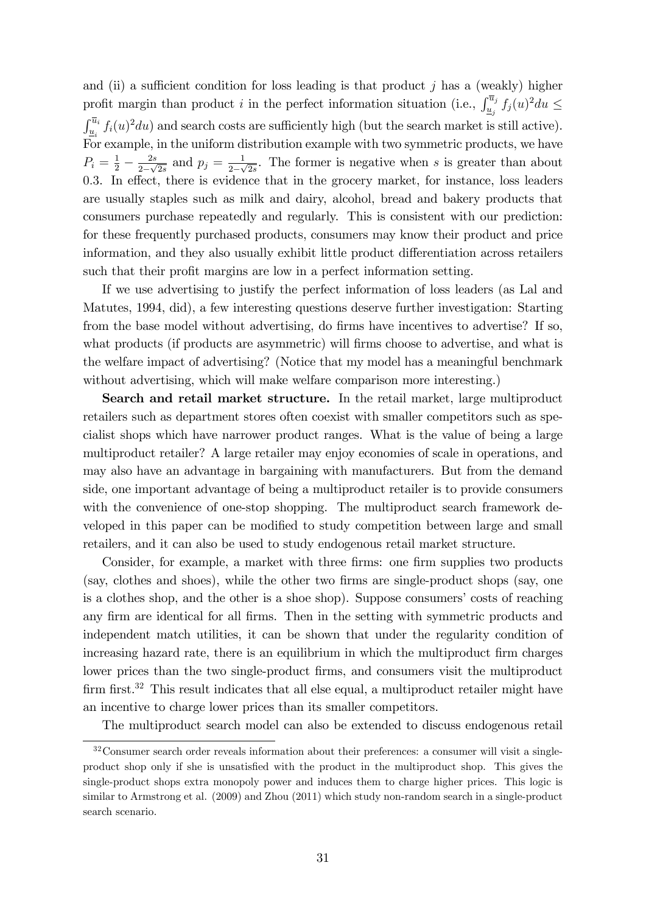and (ii) a sufficient condition for loss leading is that product $j$ has a (weakly) higher profit margin than product $i$ in the perfect information situation (i.e., $\int_{\underline{u}_j}^{\overline{u}_j} f_j(u)^2 du \leq \int_{\underline{u}_i}^{\overline{u}_i} f_i(u)^2 du$) and search costs are sufficiently high (but the search market is still active). For example, in the uniform distribution example with two symmetric products, we have $P_i = \frac{1}{2} - \frac{2s}{2-\sqrt{2s}}$ and $p_j = \frac{1}{2-\sqrt{2s}}$. The former is negative when $s$ is greater than about 0.3. In effect, there is evidence that in the grocery market, for instance, loss leaders are usually staples such as milk and dairy, alcohol, bread and bakery products that consumers purchase repeatedly and regularly. This is consistent with our prediction: for these frequently purchased products, consumers may know their product and price information, and they also usually exhibit little product differentiation across retailers such that their profit margins are low in a perfect information setting.

If we use advertising to justify the perfect information of loss leaders (as Lal and Matutes, 1994, did), a few interesting questions deserve further investigation: Starting from the base model without advertising, do firms have incentives to advertise? If so, what products (if products are asymmetric) will firms choose to advertise, and what is the welfare impact of advertising? (Notice that my model has a meaningful benchmark without advertising, which will make welfare comparison more interesting.)

**Search and retail market structure.** In the retail market, large multiproduct retailers such as department stores often coexist with smaller competitors such as specialist shops which have narrower product ranges. What is the value of being a large multiproduct retailer? A large retailer may enjoy economies of scale in operations, and may also have an advantage in bargaining with manufacturers. But from the demand side, one important advantage of being a multiproduct retailer is to provide consumers with the convenience of one-stop shopping. The multiproduct search framework developed in this paper can be modified to study competition between large and small retailers, and it can also be used to study endogenous retail market structure.

Consider, for example, a market with three firms: one firm supplies two products (say, clothes and shoes), while the other two firms are single-product shops (say, one is a clothes shop, and the other is a shoe shop). Suppose consumers' costs of reaching any firm are identical for all firms. Then in the setting with symmetric products and independent match utilities, it can be shown that under the regularity condition of increasing hazard rate, there is an equilibrium in which the multiproduct firm charges lower prices than the two single-product firms, and consumers visit the multiproduct firm first.[32] This result indicates that all else equal, a multiproduct retailer might have an incentive to charge lower prices than its smaller competitors.

The multiproduct search model can also be extended to discuss endogenous retail

[32] Consumer search order reveals information about their preferences: a consumer will visit a single-product shop only if she is unsatisfied with the product in the multiproduct shop. This gives the single-product shops extra monopoly power and induces them to charge higher prices. This logic is similar to Armstrong et al. (2009) and Zhou (2011) which study non-random search in a single-product search scenario.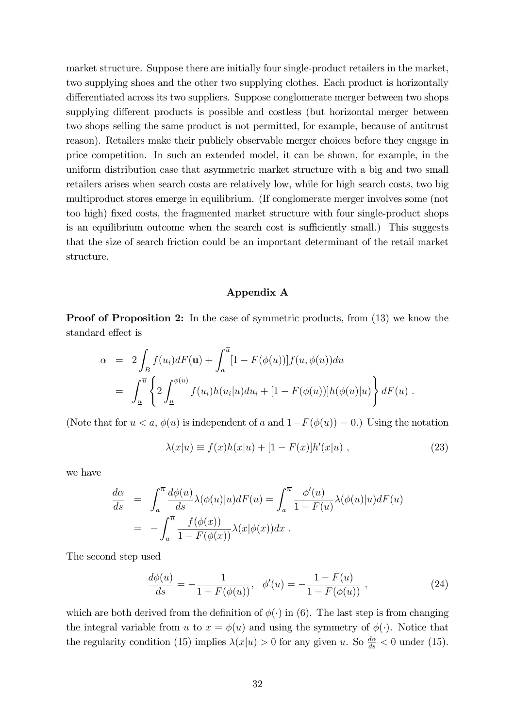market structure. Suppose there are initially four single-product retailers in the market, two supplying shoes and the other two supplying clothes. Each product is horizontally differentiated across its two suppliers. Suppose conglomerate merger between two shops supplying different products is possible and costless (but horizontal merger between two shops selling the same product is not permitted, for example, because of antitrust reason). Retailers make their publicly observable merger choices before they engage in price competition. In such an extended model, it can be shown, for example, in the uniform distribution case that asymmetric market structure with a big and two small retailers arises when search costs are relatively low, while for high search costs, two big multiproduct stores emerge in equilibrium. (If conglomerate merger involves some (not too high) fixed costs, the fragmented market structure with four single-product shops is an equilibrium outcome when the search cost is sufficiently small.) This suggests that the size of search friction could be an important determinant of the retail market structure.

## Appendix A

**Proof of Proposition 2:** In the case of symmetric products, from (13) we know the standard effect is

$$
\begin{aligned}
\alpha &= 2\int_B f(u_i)dF(\mathbf{u}) + \int_a^{\overline{u}} [1-F(\phi(u))]f(u,\phi(u))du \\
&= \int_{\underline{u}}^{\overline{u}} \left\{ 2\int_{\underline{u}}^{\phi(u)} f(u_i)h(u_i|u)du_i + [1-F(\phi(u))]h(\phi(u)|u) \right\} dF(u) \ .
\end{aligned}
$$

(Note that for $u < a$, $\phi(u)$ is independent of $a$ and $1-F(\phi(u)) = 0$.) Using the notation

$$
\lambda(x|u) \equiv f(x)h(x|u) + [1-F(x)]h'(x|u) \ , \tag{23}
$$

we have

$$
\begin{aligned}
\frac{d\alpha}{ds} &= \int_a^{\overline{u}} \frac{d\phi(u)}{ds}\lambda(\phi(u)|u)dF(u) = \int_a^{\overline{u}} \frac{\phi'(u)}{1-F(u)}\lambda(\phi(u)|u)dF(u) \\
&= -\int_a^{\overline{u}} \frac{f(\phi(x))}{1-F(\phi(x))}\lambda(x|\phi(x))dx \ .
\end{aligned}
$$

The second step used

$$
\frac{d\phi(u)}{ds} = -\frac{1}{1-F(\phi(u))}, \quad \phi'(u) = -\frac{1-F(u)}{1-F(\phi(u))} \ , \tag{24}
$$

which are both derived from the definition of $\phi(\cdot)$ in (6). The last step is from changing the integral variable from $u$ to $x = \phi(u)$ and using the symmetry of $\phi(\cdot)$. Notice that the regularity condition (15) implies $\lambda(x|u) > 0$ for any given $u$. So $\frac{d\alpha}{ds} < 0$ under (15).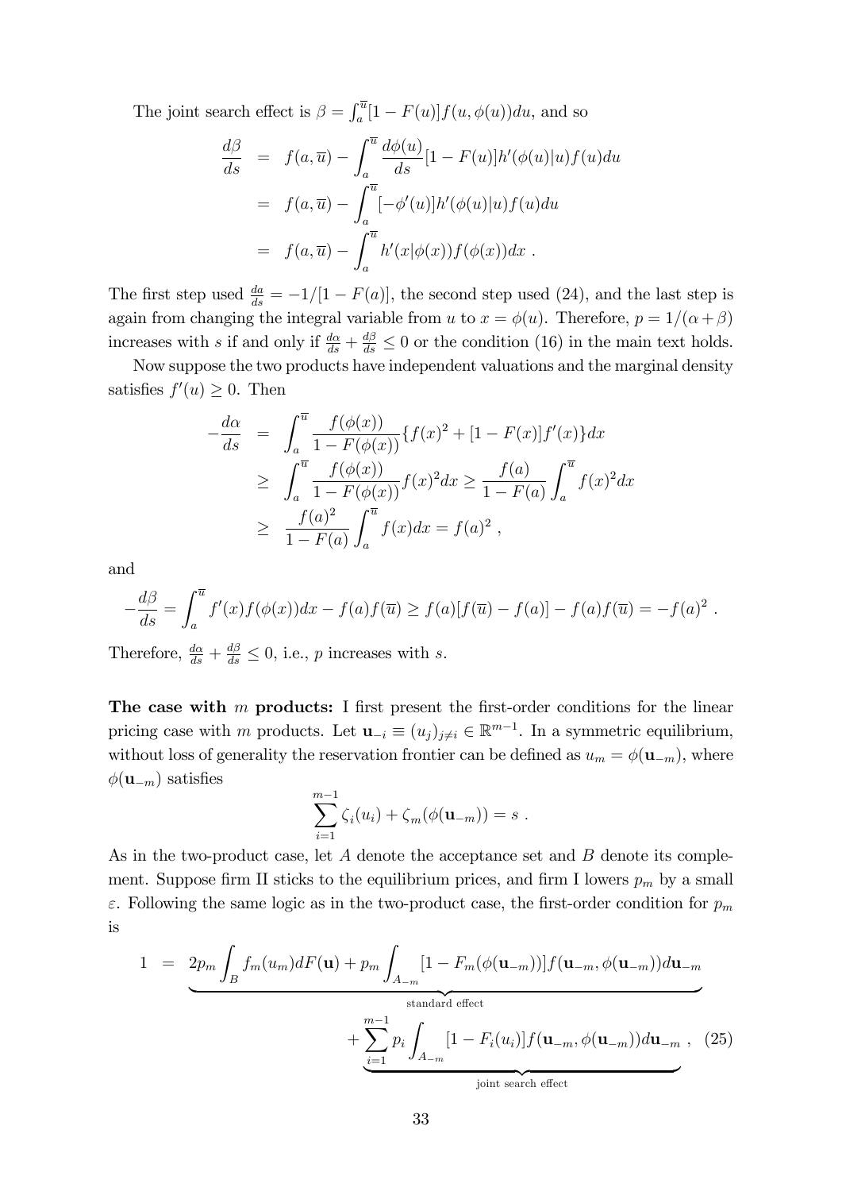The joint search effect is $\beta = \int_a^{\overline{u}} [1 - F(u)] f(u, \phi(u)) du$, and so

$$
\begin{aligned}
\frac{d\beta}{ds} &= f(a, \overline{u}) - \int_a^{\overline{u}} \frac{d\phi(u)}{ds} [1 - F(u)] h'(\phi(u)|u) f(u) du \\
&= f(a, \overline{u}) - \int_a^{\overline{u}} [-\phi'(u)] h'(\phi(u)|u) f(u) du \\
&= f(a, \overline{u}) - \int_a^{\overline{u}} h'(x|\phi(x)) f(\phi(x)) dx \ .
\end{aligned}
$$

The first step used $\frac{da}{ds} = -1/[1 - F(a)]$, the second step used (24), and the last step is again from changing the integral variable from $u$ to $x = \phi(u)$. Therefore, $p = 1/(\alpha + \beta)$ increases with $s$ if and only if $\frac{d\alpha}{ds} + \frac{d\beta}{ds} \leq 0$ or the condition (16) in the main text holds.

Now suppose the two products have independent valuations and the marginal density satisfies $f'(u) \geq 0$. Then

$$
\begin{aligned}
-\frac{d\alpha}{ds} &= \int_a^{\overline{u}} \frac{f(\phi(x))}{1 - F(\phi(x))} \{f(x)^2 + [1 - F(x)] f'(x)\} dx \\
&\geq \int_a^{\overline{u}} \frac{f(\phi(x))}{1 - F(\phi(x))} f(x)^2 dx \geq \frac{f(a)}{1 - F(a)} \int_a^{\overline{u}} f(x)^2 dx \\
&\geq \frac{f(a)^2}{1 - F(a)} \int_a^{\overline{u}} f(x) dx = f(a)^2 \ ,
\end{aligned}
$$

and

$$
-\frac{d\beta}{ds} = \int_a^{\overline{u}} f'(x) f(\phi(x)) dx - f(a) f(\overline{u}) \geq f(a)[f(\overline{u}) - f(a)] - f(a) f(\overline{u}) = -f(a)^2 \ .
$$

Therefore, $\frac{d\alpha}{ds} + \frac{d\beta}{ds} \leq 0$, i.e., $p$ increases with $s$.

**The case with $m$ products:** I first present the first-order conditions for the linear pricing case with $m$ products. Let $\mathbf{u}_{-i} \equiv (u_j)_{j \neq i} \in \mathbb{R}^{m-1}$. In a symmetric equilibrium, without loss of generality the reservation frontier can be defined as $u_m = \phi(\mathbf{u}_{-m})$, where $\phi(\mathbf{u}_{-m})$ satisfies

$$
\sum_{i=1}^{m-1} \zeta_i(u_i) + \zeta_m(\phi(\mathbf{u}_{-m})) = s \ .
$$

As in the two-product case, let $A$ denote the acceptance set and $B$ denote its complement. Suppose firm II sticks to the equilibrium prices, and firm I lowers $p_m$ by a small $\varepsilon$. Following the same logic as in the two-product case, the first-order condition for $p_m$ is

$$
\begin{aligned}
1 \;=\; & \underbrace{2p_m \int_B f_m(u_m) dF(\mathbf{u}) + p_m \int_{A_{-m}} [1 - F_m(\phi(\mathbf{u}_{-m}))] f(\mathbf{u}_{-m}, \phi(\mathbf{u}_{-m})) d\mathbf{u}_{-m}}_{\text{standard effect}} \\
& + \underbrace{\sum_{i=1}^{m-1} p_i \int_{A_{-m}} [1 - F_i(u_i)] f(\mathbf{u}_{-m}, \phi(\mathbf{u}_{-m})) d\mathbf{u}_{-m}}_{\text{joint search effect}} \ , \quad (25)
\end{aligned}
$$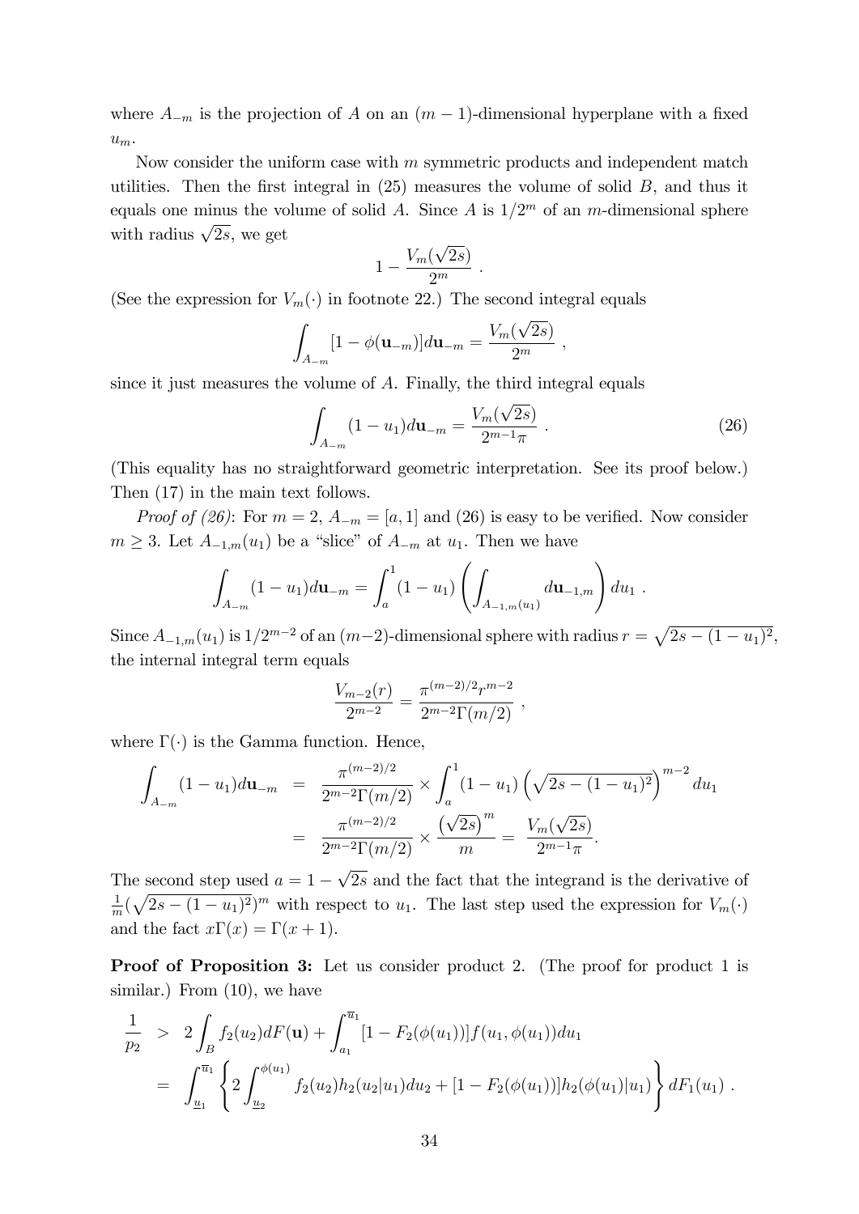where $A_{-m}$ is the projection of $A$ on an $(m-1)$-dimensional hyperplane with a fixed $u_m$.

Now consider the uniform case with $m$ symmetric products and independent match utilities. Then the first integral in (25) measures the volume of solid $B$, and thus it equals one minus the volume of solid $A$. Since $A$ is $1/2^m$ of an $m$-dimensional sphere with radius $\sqrt{2s}$, we get

$$1 - \frac{V_m(\sqrt{2s})}{2^m} \ .$$

(See the expression for $V_m(\cdot)$ in footnote 22.) The second integral equals

$$\int_{A_{-m}} [1 - \phi(\mathbf{u}_{-m})] d\mathbf{u}_{-m} = \frac{V_m(\sqrt{2s})}{2^m} \ ,$$

since it just measures the volume of $A$. Finally, the third integral equals

$$\int_{A_{-m}} (1 - u_1) d\mathbf{u}_{-m} = \frac{V_m(\sqrt{2s})}{2^{m-1}\pi} \ . \tag{26}$$

(This equality has no straightforward geometric interpretation. See its proof below.) Then (17) in the main text follows.

*Proof of (26)*: For $m = 2$, $A_{-m} = [a, 1]$ and (26) is easy to be verified. Now consider $m \geq 3$. Let $A_{-1,m}(u_1)$ be a "slice" of $A_{-m}$ at $u_1$. Then we have

$$\int_{A_{-m}} (1 - u_1) d\mathbf{u}_{-m} = \int_a^1 (1 - u_1) \left( \int_{A_{-1,m}(u_1)} d\mathbf{u}_{-1,m} \right) du_1 \ .$$

Since $A_{-1,m}(u_1)$ is $1/2^{m-2}$ of an $(m-2)$-dimensional sphere with radius $r = \sqrt{2s - (1-u_1)^2}$, the internal integral term equals

$$\frac{V_{m-2}(r)}{2^{m-2}} = \frac{\pi^{(m-2)/2} r^{m-2}}{2^{m-2}\Gamma(m/2)} \ ,$$

where $\Gamma(\cdot)$ is the Gamma function. Hence,

$$\begin{aligned}
\int_{A_{-m}} (1 - u_1) d\mathbf{u}_{-m} &= \frac{\pi^{(m-2)/2}}{2^{m-2}\Gamma(m/2)} \times \int_a^1 (1 - u_1) \left( \sqrt{2s - (1 - u_1)^2} \right)^{m-2} du_1 \\
&= \frac{\pi^{(m-2)/2}}{2^{m-2}\Gamma(m/2)} \times \frac{\left(\sqrt{2s}\right)^m}{m} = \frac{V_m(\sqrt{2s})}{2^{m-1}\pi}.
\end{aligned}$$

The second step used $a = 1 - \sqrt{2s}$ and the fact that the integrand is the derivative of $\frac{1}{m}(\sqrt{2s - (1-u_1)^2})^m$ with respect to $u_1$. The last step used the expression for $V_m(\cdot)$ and the fact $x\Gamma(x) = \Gamma(x+1)$.

**Proof of Proposition 3:** Let us consider product 2. (The proof for product 1 is similar.) From (10), we have

$$\begin{aligned}
\frac{1}{p_2} &> 2\int_B f_2(u_2) dF(\mathbf{u}) + \int_{a_1}^{\overline{u}_1} [1 - F_2(\phi(u_1))] f(u_1, \phi(u_1)) du_1 \\
&= \int_{\underline{u}_1}^{\overline{u}_1} \left\{ 2\int_{\underline{u}_2}^{\phi(u_1)} f_2(u_2) h_2(u_2|u_1) du_2 + [1 - F_2(\phi(u_1))] h_2(\phi(u_1)|u_1) \right\} dF_1(u_1) \ .
\end{aligned}$$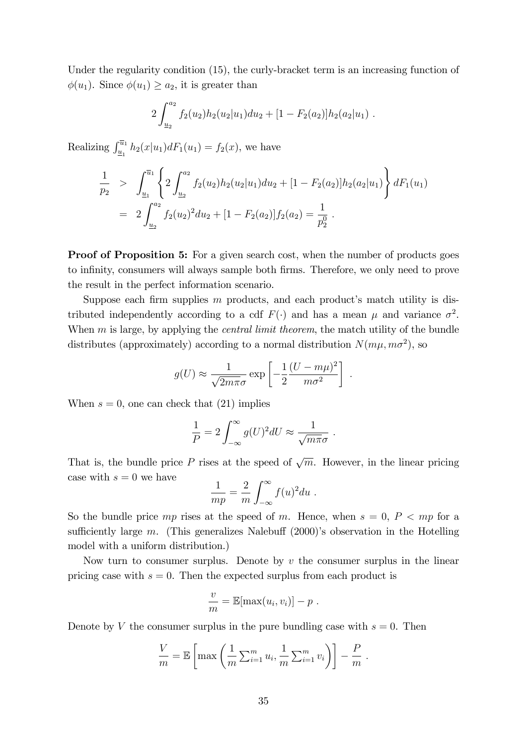Under the regularity condition (15), the curly-bracket term is an increasing function of $\phi(u_1)$. Since $\phi(u_1) \geq a_2$, it is greater than

$$2\int_{\underline{u}_2}^{a_2} f_2(u_2)h_2(u_2|u_1)du_2 + [1-F_2(a_2)]h_2(a_2|u_1) \ .$$

Realizing $\int_{\underline{u}_1}^{\overline{u}_1} h_2(x|u_1)dF_1(u_1) = f_2(x)$, we have

$$\begin{aligned}
\frac{1}{p_2} &> \int_{\underline{u}_1}^{\overline{u}_1} \left\{ 2\int_{\underline{u}_2}^{a_2} f_2(u_2)h_2(u_2|u_1)du_2 + [1-F_2(a_2)]h_2(a_2|u_1) \right\} dF_1(u_1) \\
&= 2\int_{\underline{u}_2}^{a_2} f_2(u_2)^2 du_2 + [1-F_2(a_2)]f_2(a_2) = \frac{1}{p_2^0} \ .
\end{aligned}$$

**Proof of Proposition 5:** For a given search cost, when the number of products goes to infinity, consumers will always sample both firms. Therefore, we only need to prove the result in the perfect information scenario.

Suppose each firm supplies $m$ products, and each product's match utility is distributed independently according to a cdf $F(\cdot)$ and has a mean $\mu$ and variance $\sigma^2$. When $m$ is large, by applying the *central limit theorem*, the match utility of the bundle distributes (approximately) according to a normal distribution $N(m\mu, m\sigma^2)$, so

$$g(U) \approx \frac{1}{\sqrt{2m\pi}\sigma} \exp\left[-\frac{1}{2}\frac{(U-m\mu)^2}{m\sigma^2}\right] \ .$$

When $s = 0$, one can check that (21) implies

$$\frac{1}{P} = 2\int_{-\infty}^{\infty} g(U)^2 dU \approx \frac{1}{\sqrt{m\pi}\sigma} \ .$$

That is, the bundle price $P$ rises at the speed of $\sqrt{m}$. However, in the linear pricing case with $s = 0$ we have

$$\frac{1}{mp} = \frac{2}{m}\int_{-\infty}^{\infty} f(u)^2 du \ .$$

So the bundle price $mp$ rises at the speed of $m$. Hence, when $s = 0$, $P < mp$ for a sufficiently large $m$. (This generalizes Nalebuff (2000)'s observation in the Hotelling model with a uniform distribution.)

Now turn to consumer surplus. Denote by $v$ the consumer surplus in the linear pricing case with $s = 0$. Then the expected surplus from each product is

$$\frac{v}{m} = \mathbb{E}[\max(u_i, v_i)] - p \ .$$

Denote by $V$ the consumer surplus in the pure bundling case with $s = 0$. Then

$$\frac{V}{m} = \mathbb{E}\left[\max\left(\frac{1}{m}\sum_{i=1}^m u_i, \frac{1}{m}\sum_{i=1}^m v_i\right)\right] - \frac{P}{m} \ .$$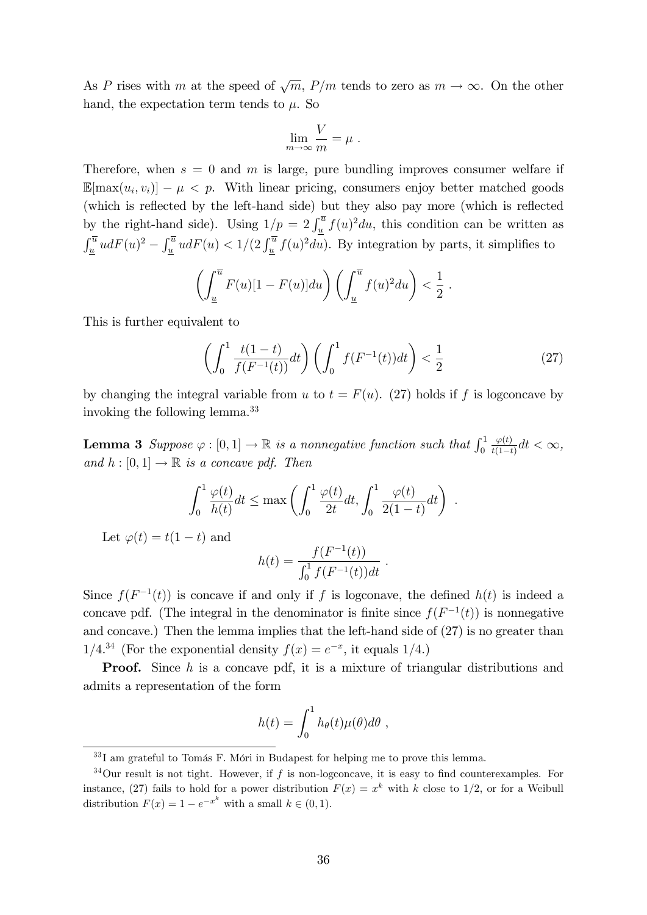As $P$ rises with $m$ at the speed of $\sqrt{m}$, $P/m$ tends to zero as $m \to \infty$. On the other hand, the expectation term tends to $\mu$. So

$$\lim_{m\to\infty} \frac{V}{m} = \mu \ .$$

Therefore, when $s = 0$ and $m$ is large, pure bundling improves consumer welfare if $\mathbb{E}[\max(u_i, v_i)] - \mu < p$. With linear pricing, consumers enjoy better matched goods (which is reflected by the left-hand side) but they also pay more (which is reflected by the right-hand side). Using $1/p = 2\int_{\underline{u}}^{\overline{u}} f(u)^2 du$, this condition can be written as $\int_{\underline{u}}^{\overline{u}} u dF(u)^2 - \int_{\underline{u}}^{\overline{u}} u dF(u) < 1/(2\int_{\underline{u}}^{\overline{u}} f(u)^2 du)$. By integration by parts, it simplifies to

$$\left(\int_{\underline{u}}^{\overline{u}} F(u)[1-F(u)]du\right)\left(\int_{\underline{u}}^{\overline{u}} f(u)^2 du\right) < \frac{1}{2} \ .$$

This is further equivalent to

$$\left(\int_0^1 \frac{t(1-t)}{f(F^{-1}(t))}dt\right)\left(\int_0^1 f(F^{-1}(t))dt\right) < \frac{1}{2} \tag{27}$$

by changing the integral variable from $u$ to $t = F(u)$. (27) holds if $f$ is logconcave by invoking the following lemma.[33]

**Lemma 3** *Suppose $\varphi : [0,1] \to \mathbb{R}$ is a nonnegative function such that $\int_0^1 \frac{\varphi(t)}{t(1-t)}dt < \infty$, and $h : [0,1] \to \mathbb{R}$ is a concave pdf. Then*

$$\int_0^1 \frac{\varphi(t)}{h(t)}dt \le \max\left(\int_0^1 \frac{\varphi(t)}{2t}dt, \int_0^1 \frac{\varphi(t)}{2(1-t)}dt\right) \ .$$

Let $\varphi(t) = t(1-t)$ and

$$h(t) = \frac{f(F^{-1}(t))}{\int_0^1 f(F^{-1}(t))dt} \ .$$

Since $f(F^{-1}(t))$ is concave if and only if $f$ is logconave, the defined $h(t)$ is indeed a concave pdf. (The integral in the denominator is finite since $f(F^{-1}(t))$ is nonnegative and concave.) Then the lemma implies that the left-hand side of (27) is no greater than $1/4$.[34] (For the exponential density $f(x) = e^{-x}$, it equals $1/4$.)

**Proof.** Since $h$ is a concave pdf, it is a mixture of triangular distributions and admits a representation of the form

$$h(t) = \int_0^1 h_\theta(t)\mu(\theta)d\theta \ ,$$

---

[33] I am grateful to Tomás F. Móri in Budapest for helping me to prove this lemma.

[34] Our result is not tight. However, if $f$ is non-logconcave, it is easy to find counterexamples. For instance, (27) fails to hold for a power distribution $F(x) = x^k$ with $k$ close to $1/2$, or for a Weibull distribution $F(x) = 1 - e^{-x^k}$ with a small $k \in (0,1)$.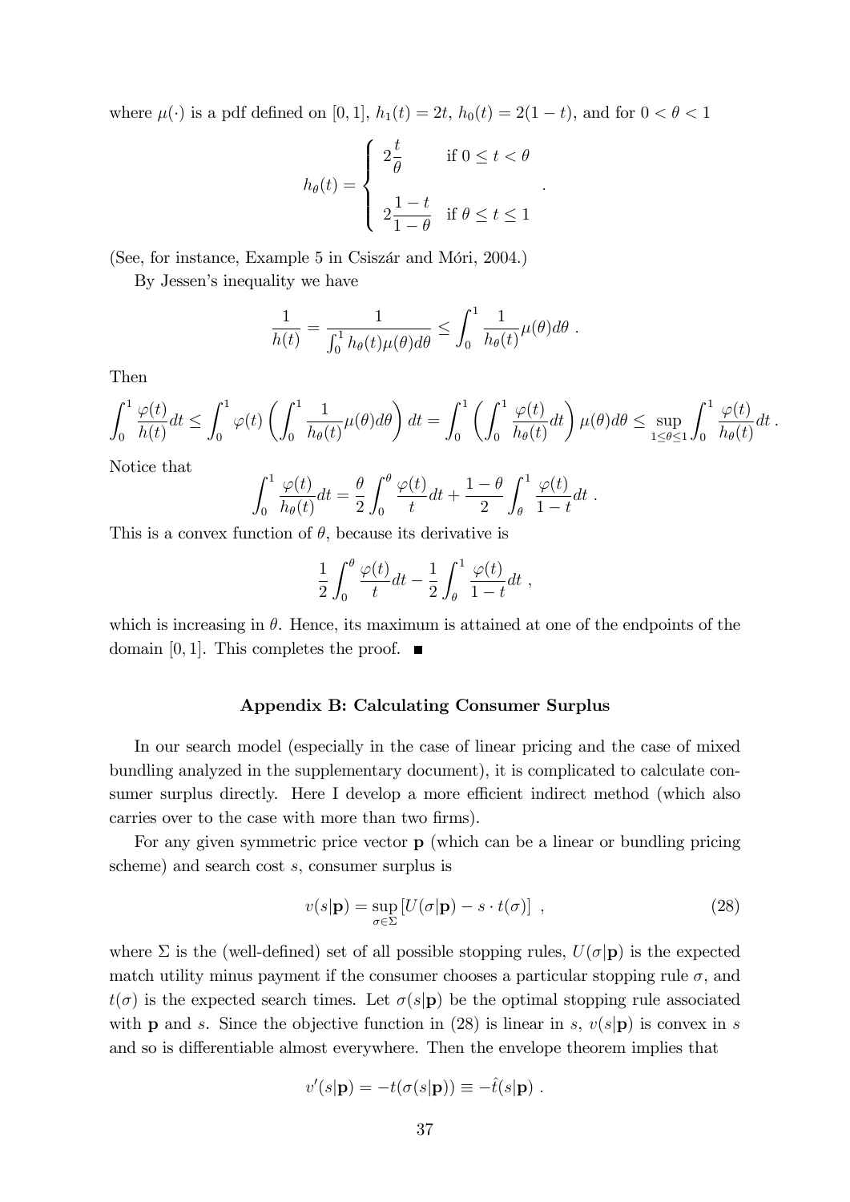where $\mu(\cdot)$ is a pdf defined on $[0, 1]$, $h_1(t) = 2t$, $h_0(t) = 2(1-t)$, and for $0 < \theta < 1$

$$h_\theta(t) = \begin{cases} 2\dfrac{t}{\theta} & \text{if } 0 \leq t < \theta \\ \\ 2\dfrac{1-t}{1-\theta} & \text{if } \theta \leq t \leq 1 \end{cases} .$$

(See, for instance, Example 5 in Csiszár and Móri, 2004.)

By Jessen's inequality we have

$$\frac{1}{h(t)} = \frac{1}{\int_0^1 h_\theta(t)\mu(\theta)d\theta} \leq \int_0^1 \frac{1}{h_\theta(t)}\mu(\theta)d\theta .$$

Then

$$\int_0^1 \frac{\varphi(t)}{h(t)}dt \leq \int_0^1 \varphi(t)\left(\int_0^1 \frac{1}{h_\theta(t)}\mu(\theta)d\theta\right)dt = \int_0^1 \left(\int_0^1 \frac{\varphi(t)}{h_\theta(t)}dt\right)\mu(\theta)d\theta \leq \sup_{1\leq\theta\leq 1}\int_0^1 \frac{\varphi(t)}{h_\theta(t)}dt .$$

Notice that

$$\int_0^1 \frac{\varphi(t)}{h_\theta(t)}dt = \frac{\theta}{2}\int_0^\theta \frac{\varphi(t)}{t}dt + \frac{1-\theta}{2}\int_\theta^1 \frac{\varphi(t)}{1-t}dt .$$

This is a convex function of $\theta$, because its derivative is

$$\frac{1}{2}\int_0^\theta \frac{\varphi(t)}{t}dt - \frac{1}{2}\int_\theta^1 \frac{\varphi(t)}{1-t}dt ,$$

which is increasing in $\theta$. Hence, its maximum is attained at one of the endpoints of the domain $[0, 1]$. This completes the proof. ■

## Appendix B: Calculating Consumer Surplus

In our search model (especially in the case of linear pricing and the case of mixed bundling analyzed in the supplementary document), it is complicated to calculate consumer surplus directly. Here I develop a more efficient indirect method (which also carries over to the case with more than two firms).

For any given symmetric price vector $\mathbf{p}$ (which can be a linear or bundling pricing scheme) and search cost $s$, consumer surplus is

$$v(s|\mathbf{p}) = \sup_{\sigma\in\Sigma}\left[U(\sigma|\mathbf{p}) - s\cdot t(\sigma)\right] , \tag{28}$$

where $\Sigma$ is the (well-defined) set of all possible stopping rules, $U(\sigma|\mathbf{p})$ is the expected match utility minus payment if the consumer chooses a particular stopping rule $\sigma$, and $t(\sigma)$ is the expected search times. Let $\sigma(s|\mathbf{p})$ be the optimal stopping rule associated with $\mathbf{p}$ and $s$. Since the objective function in (28) is linear in $s$, $v(s|\mathbf{p})$ is convex in $s$ and so is differentiable almost everywhere. Then the envelope theorem implies that

$$v'(s|\mathbf{p}) = -t(\sigma(s|\mathbf{p})) \equiv -\hat{t}(s|\mathbf{p}) .$$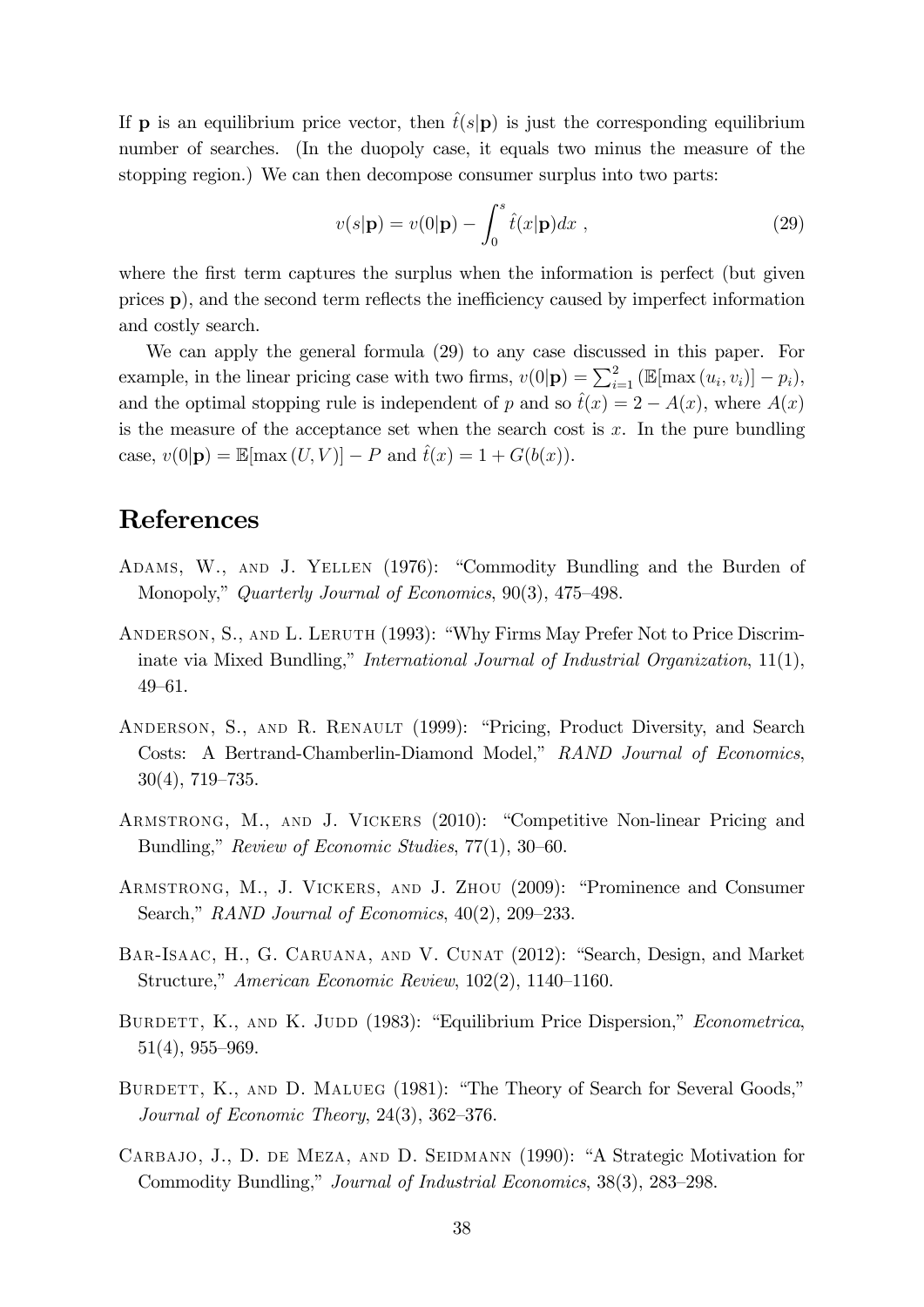If $\mathbf{p}$ is an equilibrium price vector, then $\hat{t}(s|\mathbf{p})$ is just the corresponding equilibrium number of searches. (In the duopoly case, it equals two minus the measure of the stopping region.) We can then decompose consumer surplus into two parts:

$$v(s|\mathbf{p}) = v(0|\mathbf{p}) - \int_0^s \hat{t}(x|\mathbf{p})dx \ , \tag{29}$$

where the first term captures the surplus when the information is perfect (but given prices $\mathbf{p}$), and the second term reflects the inefficiency caused by imperfect information and costly search.

We can apply the general formula (29) to any case discussed in this paper. For example, in the linear pricing case with two firms, $v(0|\mathbf{p}) = \sum_{i=1}^{2} (\mathbb{E}[\max(u_i, v_i)] - p_i)$, and the optimal stopping rule is independent of $p$ and so $\hat{t}(x) = 2 - A(x)$, where $A(x)$ is the measure of the acceptance set when the search cost is $x$. In the pure bundling case, $v(0|\mathbf{p}) = \mathbb{E}[\max(U, V)] - P$ and $\hat{t}(x) = 1 + G(b(x))$.

# References

Adams, W., and J. Yellen (1976): "Commodity Bundling and the Burden of Monopoly," *Quarterly Journal of Economics*, 90(3), 475–498.

Anderson, S., and L. Leruth (1993): "Why Firms May Prefer Not to Price Discriminate via Mixed Bundling," *International Journal of Industrial Organization*, 11(1), 49–61.

Anderson, S., and R. Renault (1999): "Pricing, Product Diversity, and Search Costs: A Bertrand-Chamberlin-Diamond Model," *RAND Journal of Economics*, 30(4), 719–735.

Armstrong, M., and J. Vickers (2010): "Competitive Non-linear Pricing and Bundling," *Review of Economic Studies*, 77(1), 30–60.

Armstrong, M., J. Vickers, and J. Zhou (2009): "Prominence and Consumer Search," *RAND Journal of Economics*, 40(2), 209–233.

Bar-Isaac, H., G. Caruana, and V. Cunat (2012): "Search, Design, and Market Structure," *American Economic Review*, 102(2), 1140–1160.

Burdett, K., and K. Judd (1983): "Equilibrium Price Dispersion," *Econometrica*, 51(4), 955–969.

Burdett, K., and D. Malueg (1981): "The Theory of Search for Several Goods," *Journal of Economic Theory*, 24(3), 362–376.

Carbajo, J., D. de Meza, and D. Seidmann (1990): "A Strategic Motivation for Commodity Bundling," *Journal of Industrial Economics*, 38(3), 283–298.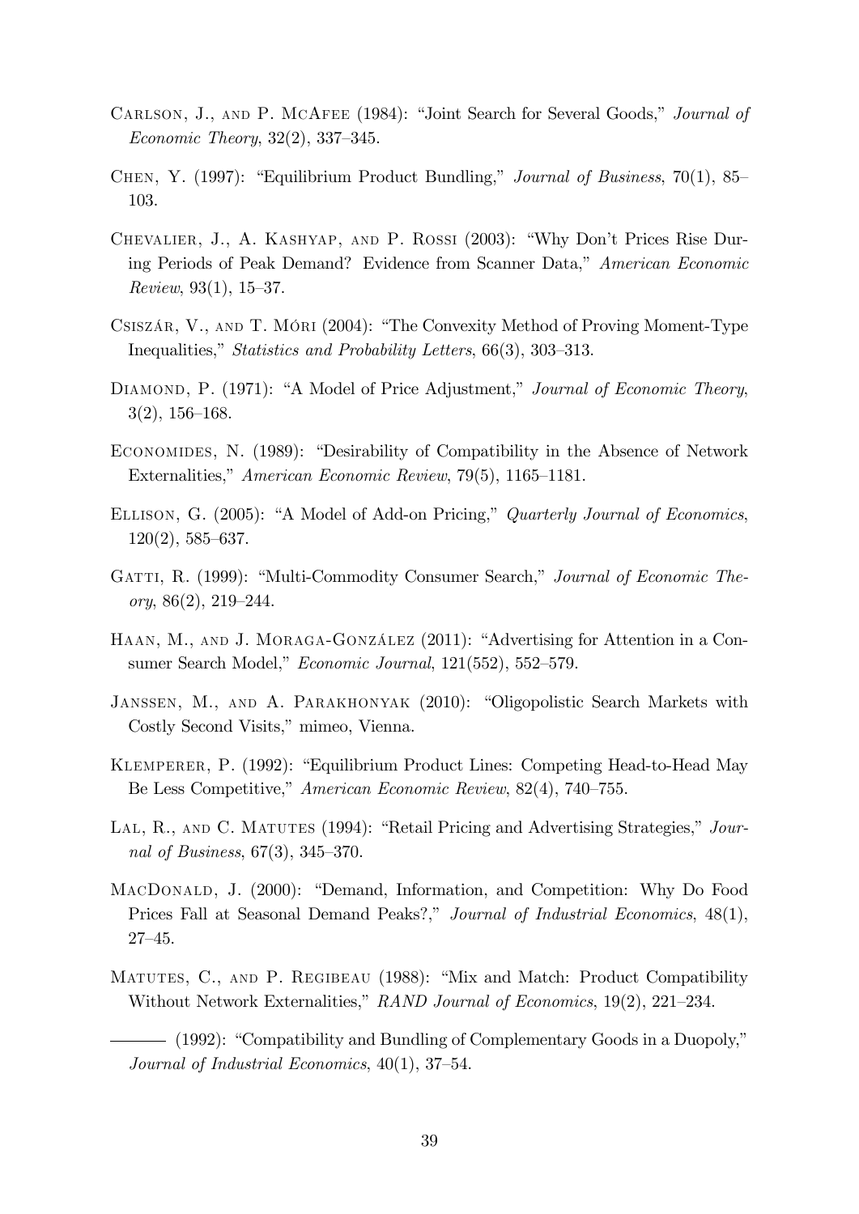Carlson, J., and P. McAfee (1984): "Joint Search for Several Goods," *Journal of Economic Theory*, 32(2), 337–345.

Chen, Y. (1997): "Equilibrium Product Bundling," *Journal of Business*, 70(1), 85–103.

Chevalier, J., A. Kashyap, and P. Rossi (2003): "Why Don't Prices Rise During Periods of Peak Demand? Evidence from Scanner Data," *American Economic Review*, 93(1), 15–37.

Csiszár, V., and T. Móri (2004): "The Convexity Method of Proving Moment-Type Inequalities," *Statistics and Probability Letters*, 66(3), 303–313.

Diamond, P. (1971): "A Model of Price Adjustment," *Journal of Economic Theory*, 3(2), 156–168.

Economides, N. (1989): "Desirability of Compatibility in the Absence of Network Externalities," *American Economic Review*, 79(5), 1165–1181.

Ellison, G. (2005): "A Model of Add-on Pricing," *Quarterly Journal of Economics*, 120(2), 585–637.

Gatti, R. (1999): "Multi-Commodity Consumer Search," *Journal of Economic Theory*, 86(2), 219–244.

Haan, M., and J. Moraga-González (2011): "Advertising for Attention in a Consumer Search Model," *Economic Journal*, 121(552), 552–579.

Janssen, M., and A. Parakhonyak (2010): "Oligopolistic Search Markets with Costly Second Visits," mimeo, Vienna.

Klemperer, P. (1992): "Equilibrium Product Lines: Competing Head-to-Head May Be Less Competitive," *American Economic Review*, 82(4), 740–755.

Lal, R., and C. Matutes (1994): "Retail Pricing and Advertising Strategies," *Journal of Business*, 67(3), 345–370.

MacDonald, J. (2000): "Demand, Information, and Competition: Why Do Food Prices Fall at Seasonal Demand Peaks?," *Journal of Industrial Economics*, 48(1), 27–45.

Matutes, C., and P. Regibeau (1988): "Mix and Match: Product Compatibility Without Network Externalities," *RAND Journal of Economics*, 19(2), 221–234.

——— (1992): "Compatibility and Bundling of Complementary Goods in a Duopoly," *Journal of Industrial Economics*, 40(1), 37–54.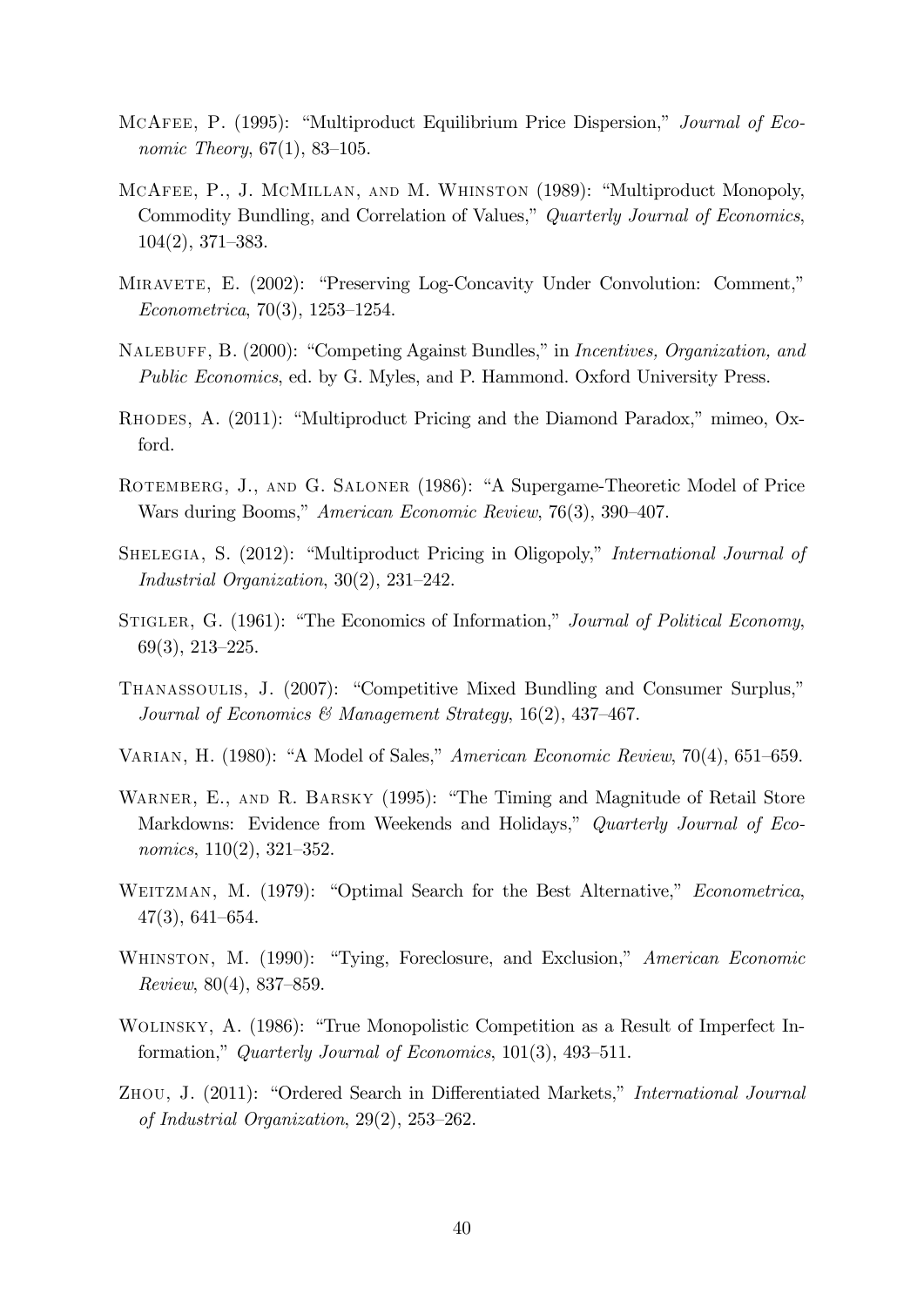McAfee, P. (1995): "Multiproduct Equilibrium Price Dispersion," *Journal of Economic Theory*, 67(1), 83–105.

McAfee, P., J. McMillan, and M. Whinston (1989): "Multiproduct Monopoly, Commodity Bundling, and Correlation of Values," *Quarterly Journal of Economics*, 104(2), 371–383.

Miravete, E. (2002): "Preserving Log-Concavity Under Convolution: Comment," *Econometrica*, 70(3), 1253–1254.

Nalebuff, B. (2000): "Competing Against Bundles," in *Incentives, Organization, and Public Economics*, ed. by G. Myles, and P. Hammond. Oxford University Press.

Rhodes, A. (2011): "Multiproduct Pricing and the Diamond Paradox," mimeo, Oxford.

Rotemberg, J., and G. Saloner (1986): "A Supergame-Theoretic Model of Price Wars during Booms," *American Economic Review*, 76(3), 390–407.

Shelegia, S. (2012): "Multiproduct Pricing in Oligopoly," *International Journal of Industrial Organization*, 30(2), 231–242.

Stigler, G. (1961): "The Economics of Information," *Journal of Political Economy*, 69(3), 213–225.

Thanassoulis, J. (2007): "Competitive Mixed Bundling and Consumer Surplus," *Journal of Economics & Management Strategy*, 16(2), 437–467.

Varian, H. (1980): "A Model of Sales," *American Economic Review*, 70(4), 651–659.

Warner, E., and R. Barsky (1995): "The Timing and Magnitude of Retail Store Markdowns: Evidence from Weekends and Holidays," *Quarterly Journal of Economics*, 110(2), 321–352.

Weitzman, M. (1979): "Optimal Search for the Best Alternative," *Econometrica*, 47(3), 641–654.

Whinston, M. (1990): "Tying, Foreclosure, and Exclusion," *American Economic Review*, 80(4), 837–859.

Wolinsky, A. (1986): "True Monopolistic Competition as a Result of Imperfect Information," *Quarterly Journal of Economics*, 101(3), 493–511.

Zhou, J. (2011): "Ordered Search in Differentiated Markets," *International Journal of Industrial Organization*, 29(2), 253–262.